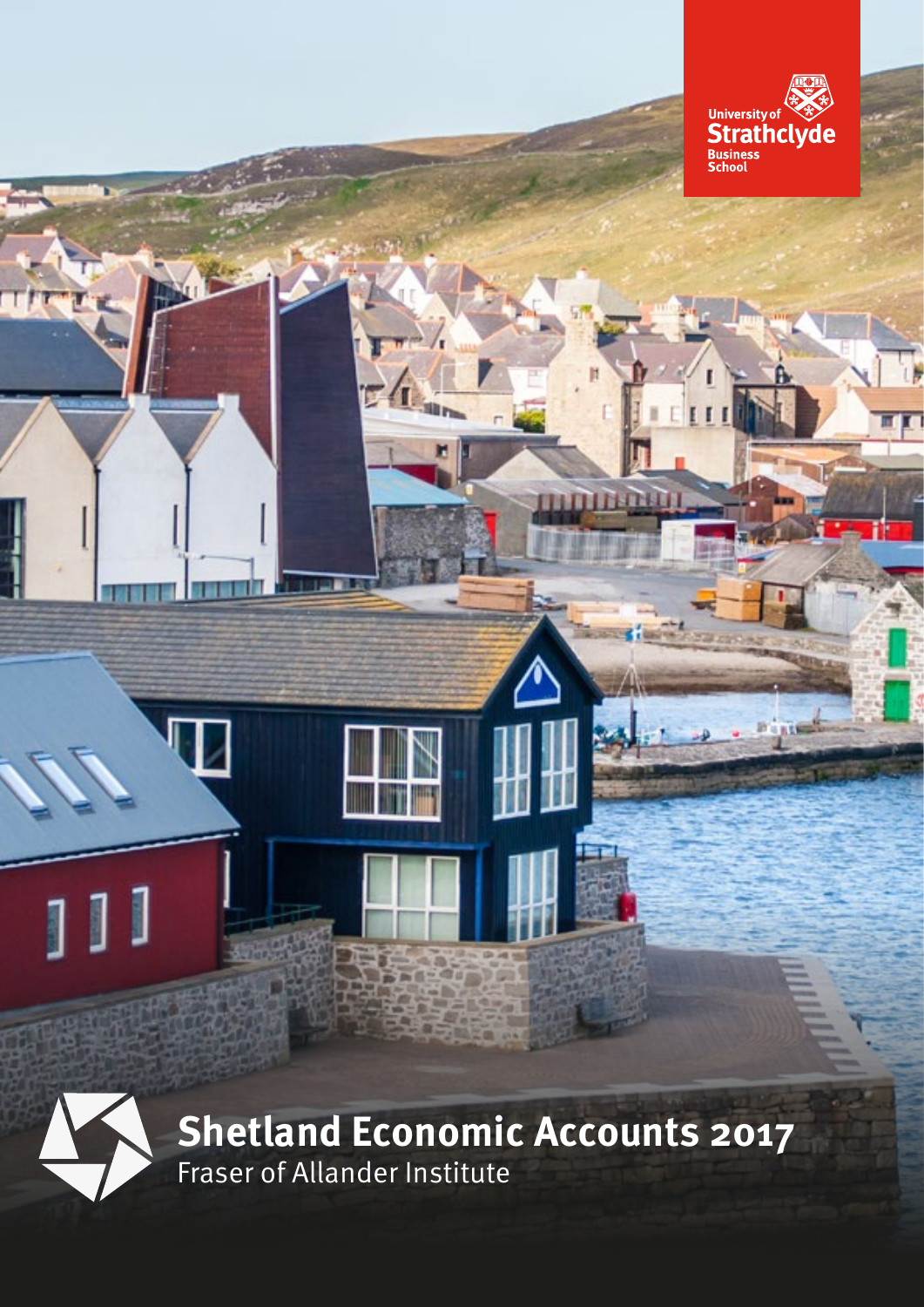University of Strathclyde Business School

# Shetland Economic Accounts 2017

Fraser of Allander Institute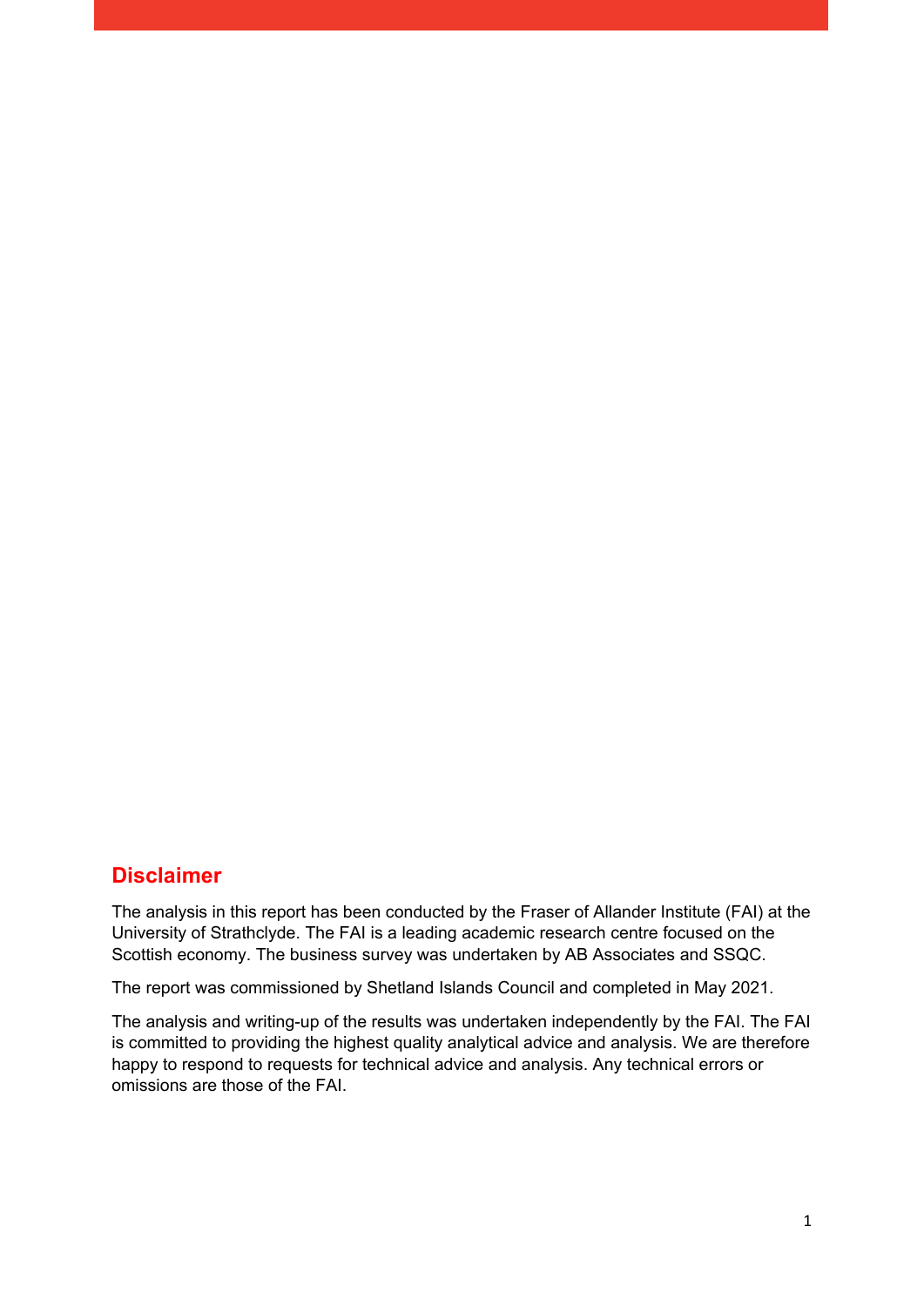## Disclaimer

The analysis in this report has been conducted by the Fraser of Allander Institute (FAI) at the University of Strathclyde. The FAI is a leading academic research centre focused on the Scottish economy. The business survey was undertaken by AB Associates and SSQC.

The report was commissioned by Shetland Islands Council and completed in May 2021.

The analysis and writing-up of the results was undertaken independently by the FAI. The FAI is committed to providing the highest quality analytical advice and analysis. We are therefore happy to respond to requests for technical advice and analysis. Any technical errors or omissions are those of the FAI.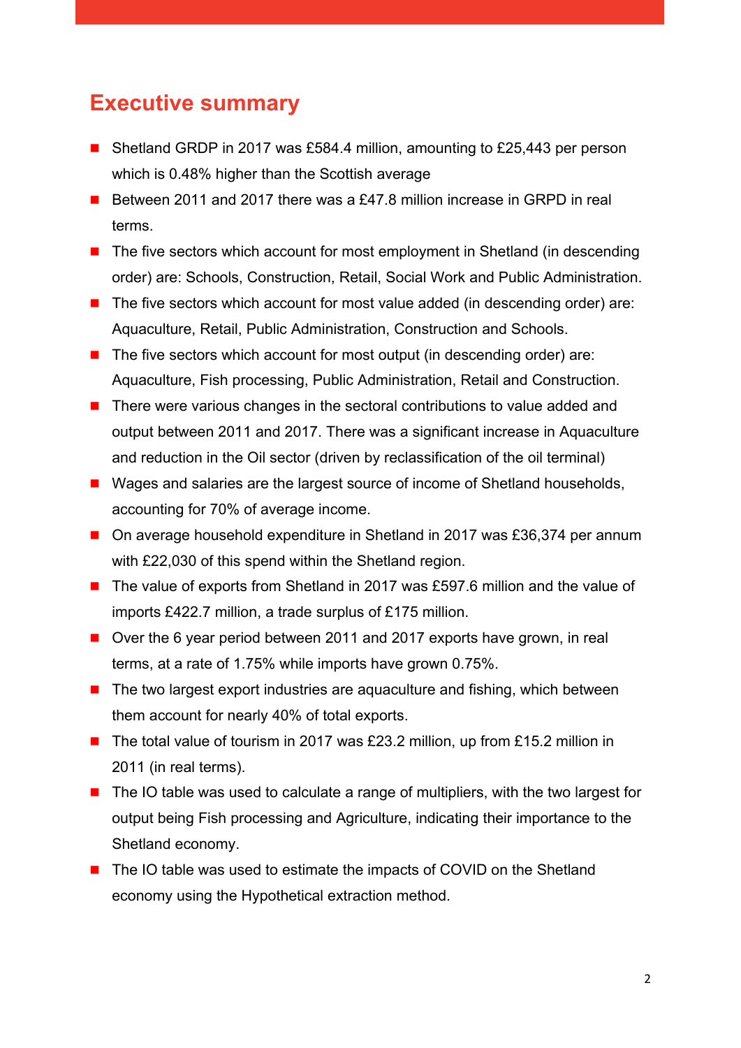# Executive summary

- Shetland GRDP in 2017 was £584.4 million, amounting to £25,443 per person which is 0.48% higher than the Scottish average
- Between 2011 and 2017 there was a £47.8 million increase in GRPD in real terms.
- The five sectors which account for most employment in Shetland (in descending order) are: Schools, Construction, Retail, Social Work and Public Administration.
- The five sectors which account for most value added (in descending order) are: Aquaculture, Retail, Public Administration, Construction and Schools.
- The five sectors which account for most output (in descending order) are: Aquaculture, Fish processing, Public Administration, Retail and Construction.
- There were various changes in the sectoral contributions to value added and output between 2011 and 2017. There was a significant increase in Aquaculture and reduction in the Oil sector (driven by reclassification of the oil terminal)
- Wages and salaries are the largest source of income of Shetland households, accounting for 70% of average income.
- On average household expenditure in Shetland in 2017 was £36,374 per annum with £22,030 of this spend within the Shetland region.
- The value of exports from Shetland in 2017 was £597.6 million and the value of imports £422.7 million, a trade surplus of £175 million.
- Over the 6 year period between 2011 and 2017 exports have grown, in real terms, at a rate of 1.75% while imports have grown 0.75%.
- The two largest export industries are aquaculture and fishing, which between them account for nearly 40% of total exports.
- The total value of tourism in 2017 was £23.2 million, up from £15.2 million in 2011 (in real terms).
- The IO table was used to calculate a range of multipliers, with the two largest for output being Fish processing and Agriculture, indicating their importance to the Shetland economy.
- The IO table was used to estimate the impacts of COVID on the Shetland economy using the Hypothetical extraction method.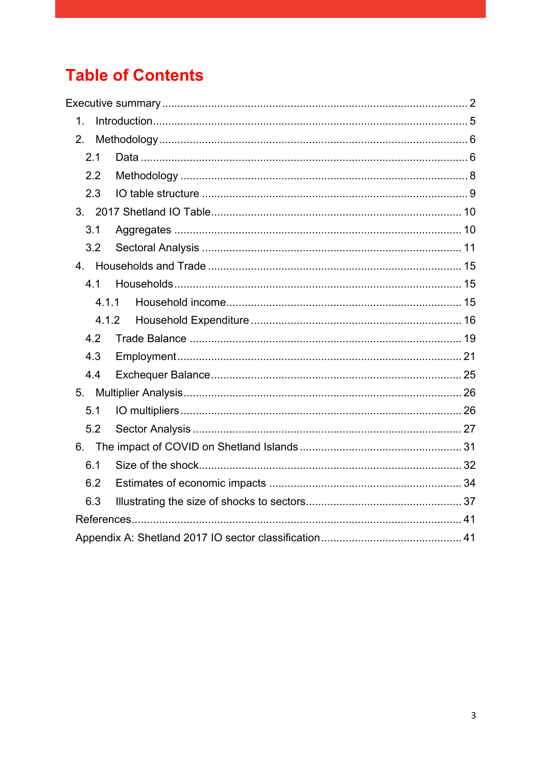# Table of Contents

Executive summary ........................................................................................ 2

1. Introduction ........................................................................................ 5
2. Methodology ........................................................................................ 6
   - 2.1 Data ........................................................................................ 6
   - 2.2 Methodology ........................................................................................ 8
   - 2.3 IO table structure ........................................................................................ 9
3. 2017 Shetland IO Table ........................................................................................ 10
   - 3.1 Aggregates ........................................................................................ 10
   - 3.2 Sectoral Analysis ........................................................................................ 11
4. Households and Trade ........................................................................................ 15
   - 4.1 Households ........................................................................................ 15
     - 4.1.1 Household income ........................................................................................ 15
     - 4.1.2 Household Expenditure ........................................................................................ 16
   - 4.2 Trade Balance ........................................................................................ 19
   - 4.3 Employment ........................................................................................ 21
   - 4.4 Exchequer Balance ........................................................................................ 25
5. Multiplier Analysis ........................................................................................ 26
   - 5.1 IO multipliers ........................................................................................ 26
   - 5.2 Sector Analysis ........................................................................................ 27
6. The impact of COVID on Shetland Islands ........................................................................................ 31
   - 6.1 Size of the shock ........................................................................................ 32
   - 6.2 Estimates of economic impacts ........................................................................................ 34
   - 6.3 Illustrating the size of shocks to sectors ........................................................................................ 37

References ........................................................................................ 41

Appendix A: Shetland 2017 IO sector classification ........................................................................................ 41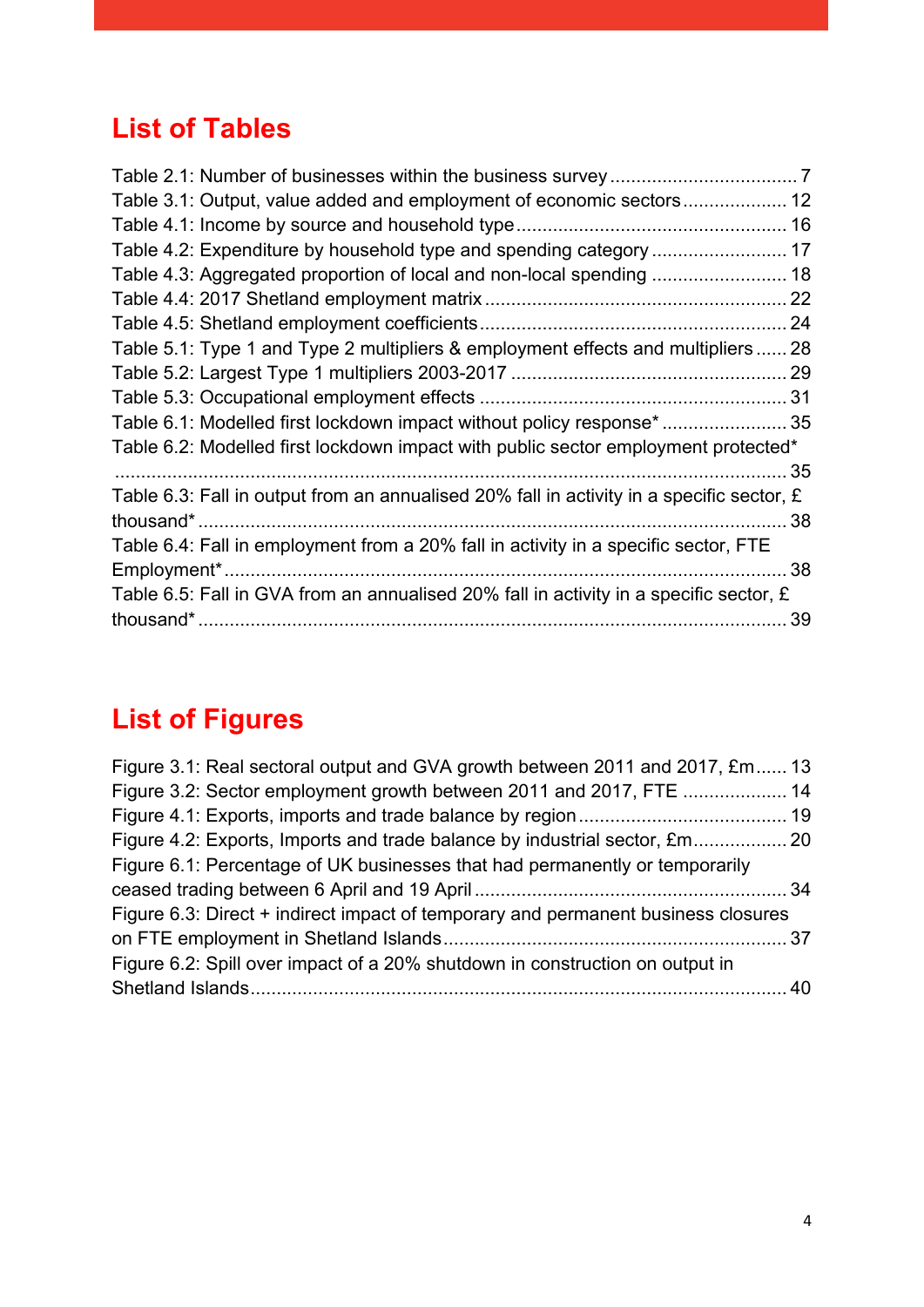## List of Tables

Table 2.1: Number of businesses within the business survey .................................... 7
Table 3.1: Output, value added and employment of economic sectors .................... 12
Table 4.1: Income by source and household type ................................................... 16
Table 4.2: Expenditure by household type and spending category .......................... 17
Table 4.3: Aggregated proportion of local and non-local spending .......................... 18
Table 4.4: 2017 Shetland employment matrix .......................................................... 22
Table 4.5: Shetland employment coefficients ........................................................... 24
Table 5.1: Type 1 and Type 2 multipliers & employment effects and multipliers ...... 28
Table 5.2: Largest Type 1 multipliers 2003-2017 ..................................................... 29
Table 5.3: Occupational employment effects ........................................................... 31
Table 6.1: Modelled first lockdown impact without policy response* ........................ 35
Table 6.2: Modelled first lockdown impact with public sector employment protected* .................................................................................................................................. 35
Table 6.3: Fall in output from an annualised 20% fall in activity in a specific sector, £ thousand* ................................................................................................................. 38
Table 6.4: Fall in employment from a 20% fall in activity in a specific sector, FTE Employment* ........................................................................................................... 38
Table 6.5: Fall in GVA from an annualised 20% fall in activity in a specific sector, £ thousand* ................................................................................................................. 39

## List of Figures

Figure 3.1: Real sectoral output and GVA growth between 2011 and 2017, £m...... 13
Figure 3.2: Sector employment growth between 2011 and 2017, FTE .................... 14
Figure 4.1: Exports, imports and trade balance by region ........................................ 19
Figure 4.2: Exports, Imports and trade balance by industrial sector, £m.................. 20
Figure 6.1: Percentage of UK businesses that had permanently or temporarily ceased trading between 6 April and 19 April ............................................................ 34
Figure 6.3: Direct + indirect impact of temporary and permanent business closures on FTE employment in Shetland Islands .................................................................. 37
Figure 6.2: Spill over impact of a 20% shutdown in construction on output in Shetland Islands ...................................................................................................... 40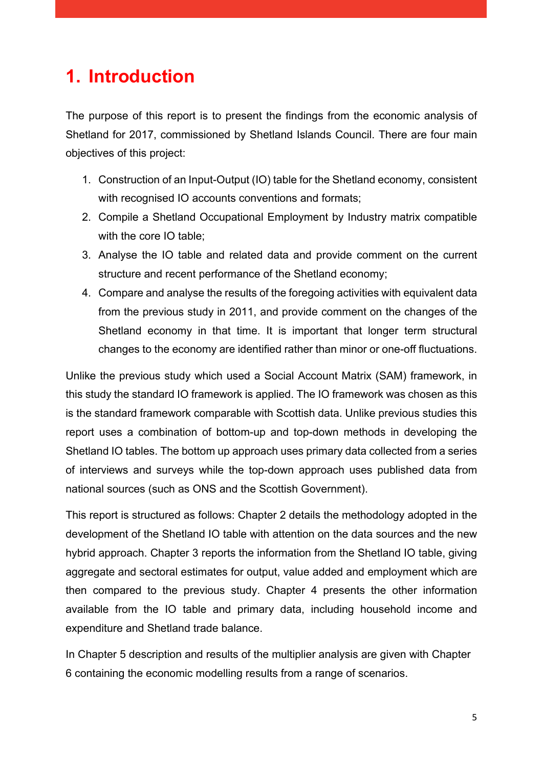# 1. Introduction

The purpose of this report is to present the findings from the economic analysis of Shetland for 2017, commissioned by Shetland Islands Council. There are four main objectives of this project:

1. Construction of an Input-Output (IO) table for the Shetland economy, consistent with recognised IO accounts conventions and formats;
2. Compile a Shetland Occupational Employment by Industry matrix compatible with the core IO table;
3. Analyse the IO table and related data and provide comment on the current structure and recent performance of the Shetland economy;
4. Compare and analyse the results of the foregoing activities with equivalent data from the previous study in 2011, and provide comment on the changes of the Shetland economy in that time. It is important that longer term structural changes to the economy are identified rather than minor or one-off fluctuations.

Unlike the previous study which used a Social Account Matrix (SAM) framework, in this study the standard IO framework is applied. The IO framework was chosen as this is the standard framework comparable with Scottish data. Unlike previous studies this report uses a combination of bottom-up and top-down methods in developing the Shetland IO tables. The bottom up approach uses primary data collected from a series of interviews and surveys while the top-down approach uses published data from national sources (such as ONS and the Scottish Government).

This report is structured as follows: Chapter 2 details the methodology adopted in the development of the Shetland IO table with attention on the data sources and the new hybrid approach. Chapter 3 reports the information from the Shetland IO table, giving aggregate and sectoral estimates for output, value added and employment which are then compared to the previous study. Chapter 4 presents the other information available from the IO table and primary data, including household income and expenditure and Shetland trade balance.

In Chapter 5 description and results of the multiplier analysis are given with Chapter 6 containing the economic modelling results from a range of scenarios.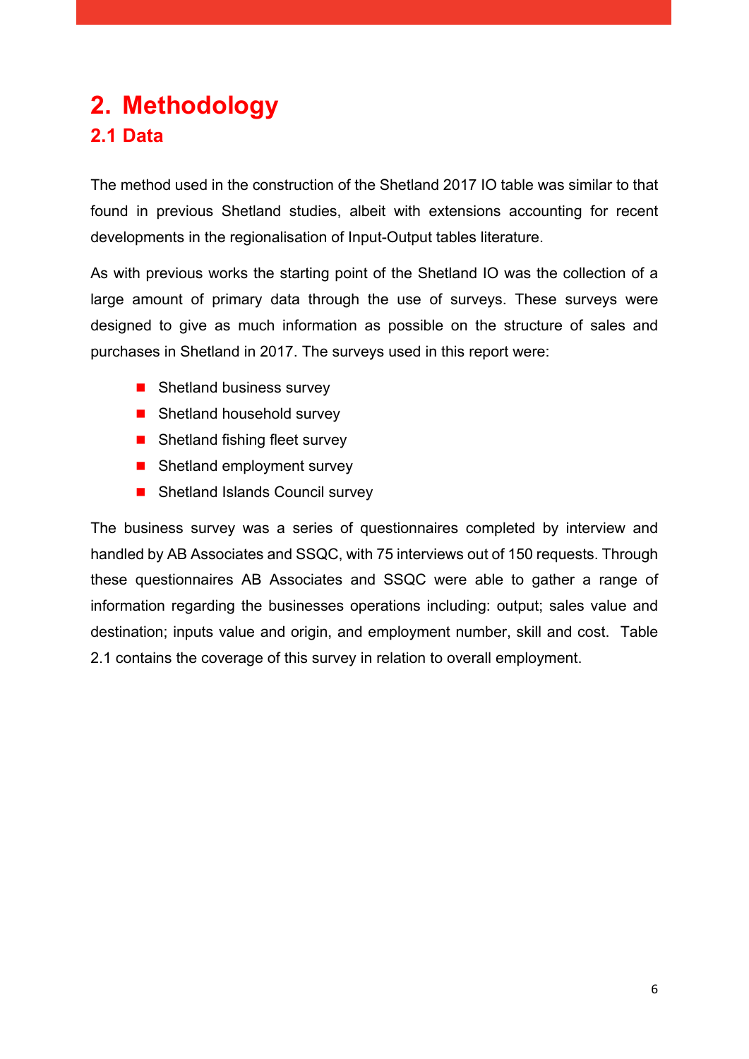# 2. Methodology

## 2.1 Data

The method used in the construction of the Shetland 2017 IO table was similar to that found in previous Shetland studies, albeit with extensions accounting for recent developments in the regionalisation of Input-Output tables literature.

As with previous works the starting point of the Shetland IO was the collection of a large amount of primary data through the use of surveys. These surveys were designed to give as much information as possible on the structure of sales and purchases in Shetland in 2017. The surveys used in this report were:

- Shetland business survey
- Shetland household survey
- Shetland fishing fleet survey
- Shetland employment survey
- Shetland Islands Council survey

The business survey was a series of questionnaires completed by interview and handled by AB Associates and SSQC, with 75 interviews out of 150 requests. Through these questionnaires AB Associates and SSQC were able to gather a range of information regarding the businesses operations including: output; sales value and destination; inputs value and origin, and employment number, skill and cost. Table 2.1 contains the coverage of this survey in relation to overall employment.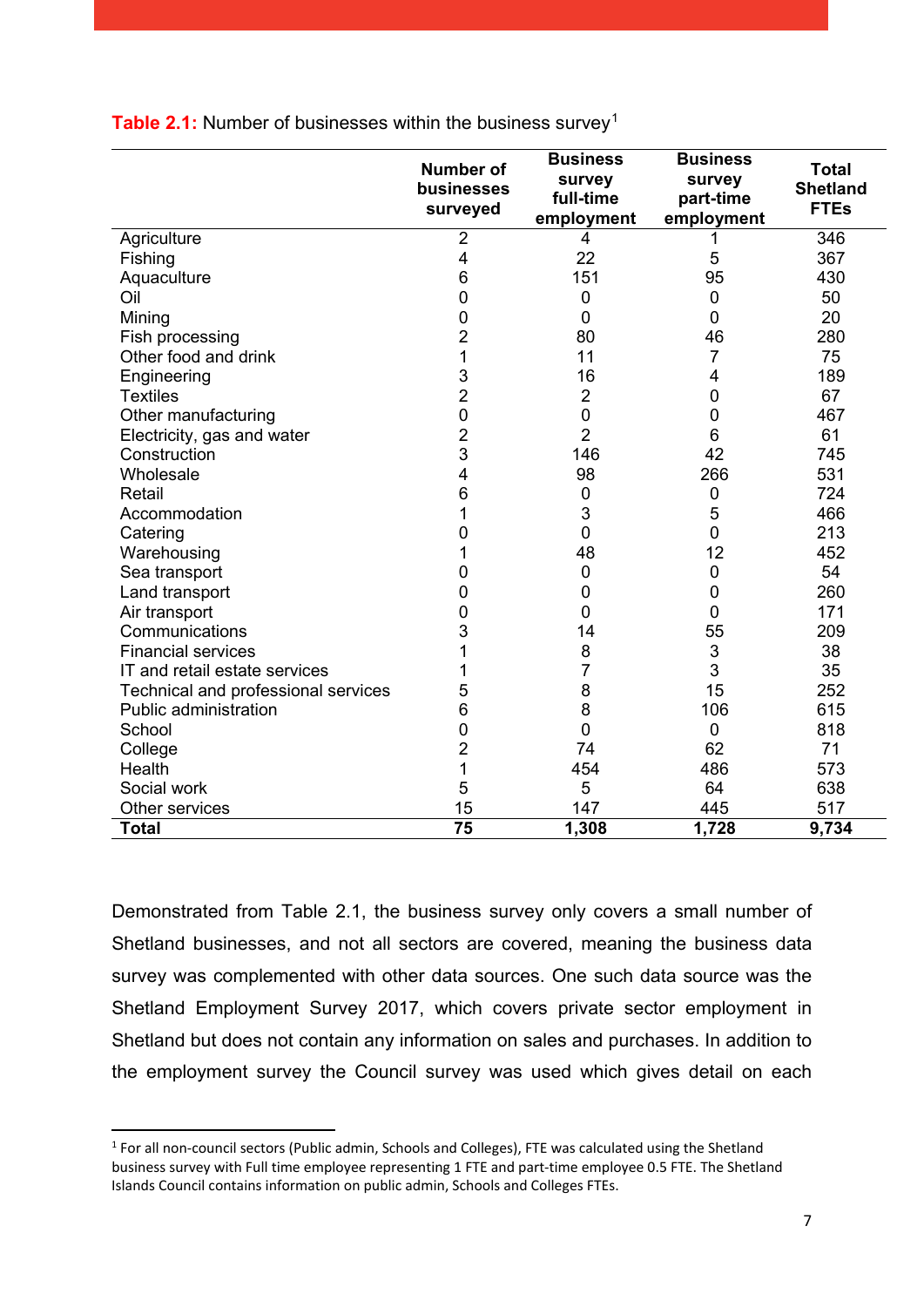**Table 2.1:** Number of businesses within the business survey[1]

| | Number of businesses surveyed | Business survey full-time employment | Business survey part-time employment | Total Shetland FTEs |
|---|---|---|---|---|
| Agriculture | 2 | 4 | 1 | 346 |
| Fishing | 4 | 22 | 5 | 367 |
| Aquaculture | 6 | 151 | 95 | 430 |
| Oil | 0 | 0 | 0 | 50 |
| Mining | 0 | 0 | 0 | 20 |
| Fish processing | 2 | 80 | 46 | 280 |
| Other food and drink | 1 | 11 | 7 | 75 |
| Engineering | 3 | 16 | 4 | 189 |
| Textiles | 2 | 2 | 0 | 67 |
| Other manufacturing | 0 | 0 | 0 | 467 |
| Electricity, gas and water | 2 | 2 | 6 | 61 |
| Construction | 3 | 146 | 42 | 745 |
| Wholesale | 4 | 98 | 266 | 531 |
| Retail | 6 | 0 | 0 | 724 |
| Accommodation | 1 | 3 | 5 | 466 |
| Catering | 0 | 0 | 0 | 213 |
| Warehousing | 1 | 48 | 12 | 452 |
| Sea transport | 0 | 0 | 0 | 54 |
| Land transport | 0 | 0 | 0 | 260 |
| Air transport | 0 | 0 | 0 | 171 |
| Communications | 3 | 14 | 55 | 209 |
| Financial services | 1 | 8 | 3 | 38 |
| IT and retail estate services | 1 | 7 | 3 | 35 |
| Technical and professional services | 5 | 8 | 15 | 252 |
| Public administration | 6 | 8 | 106 | 615 |
| School | 0 | 0 | 0 | 818 |
| College | 2 | 74 | 62 | 71 |
| Health | 1 | 454 | 486 | 573 |
| Social work | 5 | 5 | 64 | 638 |
| Other services | 15 | 147 | 445 | 517 |
| **Total** | **75** | **1,308** | **1,728** | **9,734** |

Demonstrated from Table 2.1, the business survey only covers a small number of Shetland businesses, and not all sectors are covered, meaning the business data survey was complemented with other data sources. One such data source was the Shetland Employment Survey 2017, which covers private sector employment in Shetland but does not contain any information on sales and purchases. In addition to the employment survey the Council survey was used which gives detail on each

[1] For all non-council sectors (Public admin, Schools and Colleges), FTE was calculated using the Shetland business survey with Full time employee representing 1 FTE and part-time employee 0.5 FTE. The Shetland Islands Council contains information on public admin, Schools and Colleges FTEs.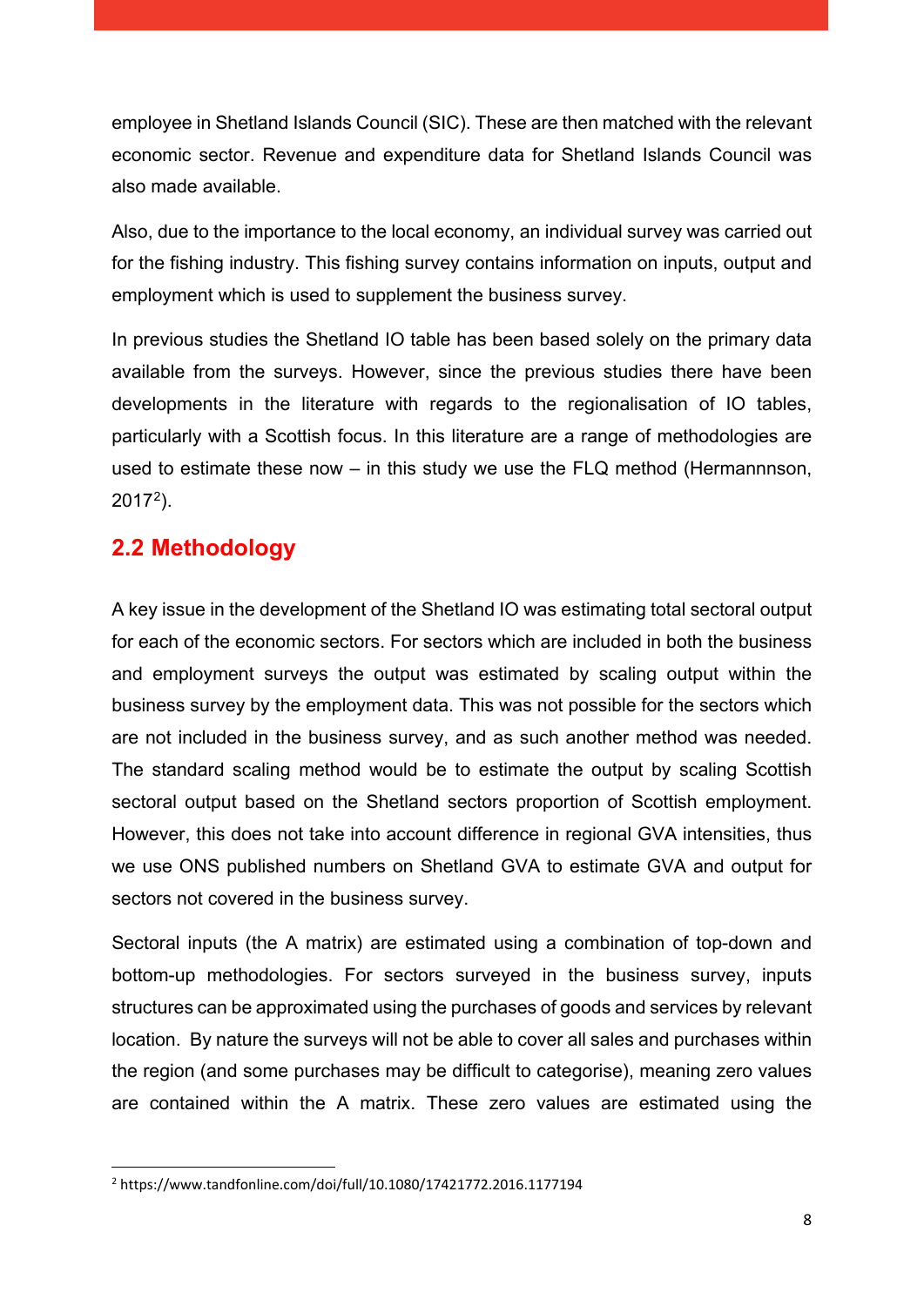employee in Shetland Islands Council (SIC). These are then matched with the relevant economic sector. Revenue and expenditure data for Shetland Islands Council was also made available.

Also, due to the importance to the local economy, an individual survey was carried out for the fishing industry. This fishing survey contains information on inputs, output and employment which is used to supplement the business survey.

In previous studies the Shetland IO table has been based solely on the primary data available from the surveys. However, since the previous studies there have been developments in the literature with regards to the regionalisation of IO tables, particularly with a Scottish focus. In this literature are a range of methodologies are used to estimate these now – in this study we use the FLQ method (Hermannnson, 2017[2]).

## 2.2 Methodology

A key issue in the development of the Shetland IO was estimating total sectoral output for each of the economic sectors. For sectors which are included in both the business and employment surveys the output was estimated by scaling output within the business survey by the employment data. This was not possible for the sectors which are not included in the business survey, and as such another method was needed. The standard scaling method would be to estimate the output by scaling Scottish sectoral output based on the Shetland sectors proportion of Scottish employment. However, this does not take into account difference in regional GVA intensities, thus we use ONS published numbers on Shetland GVA to estimate GVA and output for sectors not covered in the business survey.

Sectoral inputs (the A matrix) are estimated using a combination of top-down and bottom-up methodologies. For sectors surveyed in the business survey, inputs structures can be approximated using the purchases of goods and services by relevant location. By nature the surveys will not be able to cover all sales and purchases within the region (and some purchases may be difficult to categorise), meaning zero values are contained within the A matrix. These zero values are estimated using the

[2] https://www.tandfonline.com/doi/full/10.1080/17421772.2016.1177194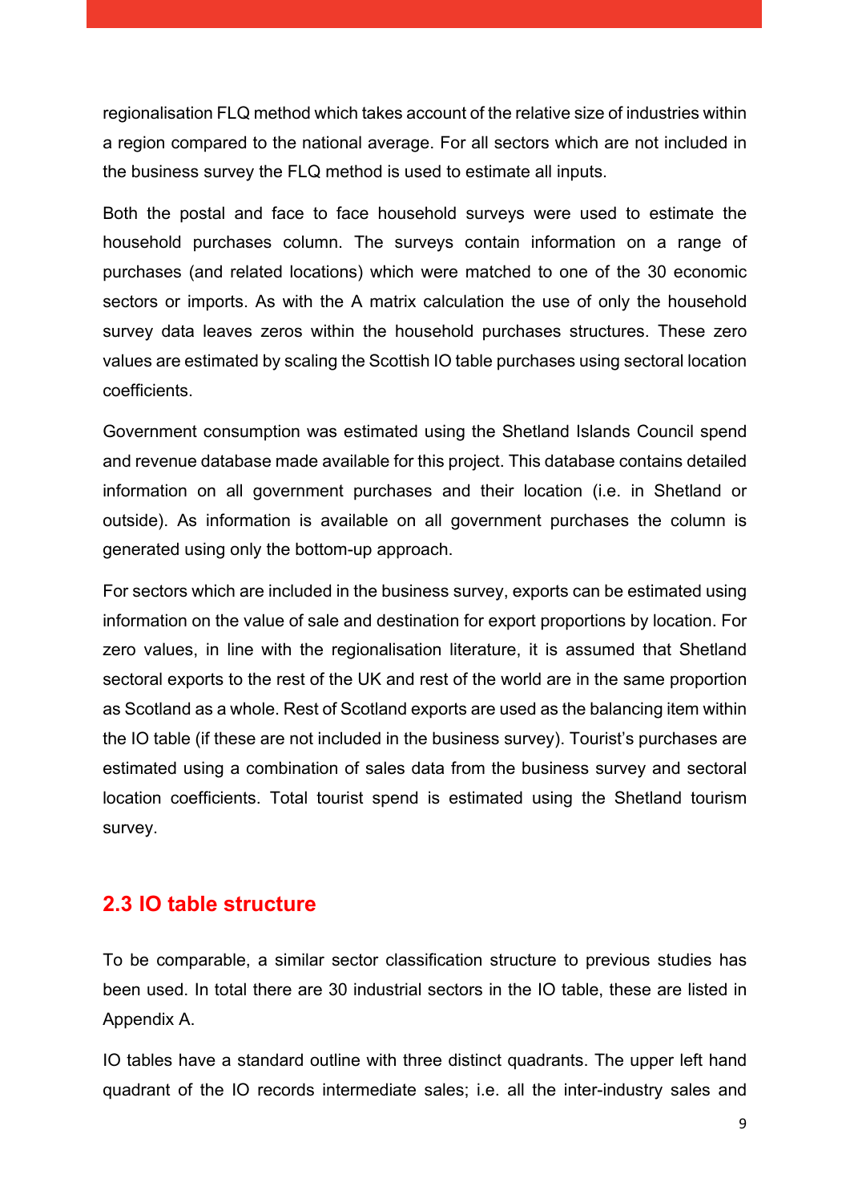regionalisation FLQ method which takes account of the relative size of industries within a region compared to the national average. For all sectors which are not included in the business survey the FLQ method is used to estimate all inputs.

Both the postal and face to face household surveys were used to estimate the household purchases column. The surveys contain information on a range of purchases (and related locations) which were matched to one of the 30 economic sectors or imports. As with the A matrix calculation the use of only the household survey data leaves zeros within the household purchases structures. These zero values are estimated by scaling the Scottish IO table purchases using sectoral location coefficients.

Government consumption was estimated using the Shetland Islands Council spend and revenue database made available for this project. This database contains detailed information on all government purchases and their location (i.e. in Shetland or outside). As information is available on all government purchases the column is generated using only the bottom-up approach.

For sectors which are included in the business survey, exports can be estimated using information on the value of sale and destination for export proportions by location. For zero values, in line with the regionalisation literature, it is assumed that Shetland sectoral exports to the rest of the UK and rest of the world are in the same proportion as Scotland as a whole. Rest of Scotland exports are used as the balancing item within the IO table (if these are not included in the business survey). Tourist's purchases are estimated using a combination of sales data from the business survey and sectoral location coefficients. Total tourist spend is estimated using the Shetland tourism survey.

## 2.3 IO table structure

To be comparable, a similar sector classification structure to previous studies has been used. In total there are 30 industrial sectors in the IO table, these are listed in Appendix A.

IO tables have a standard outline with three distinct quadrants. The upper left hand quadrant of the IO records intermediate sales; i.e. all the inter-industry sales and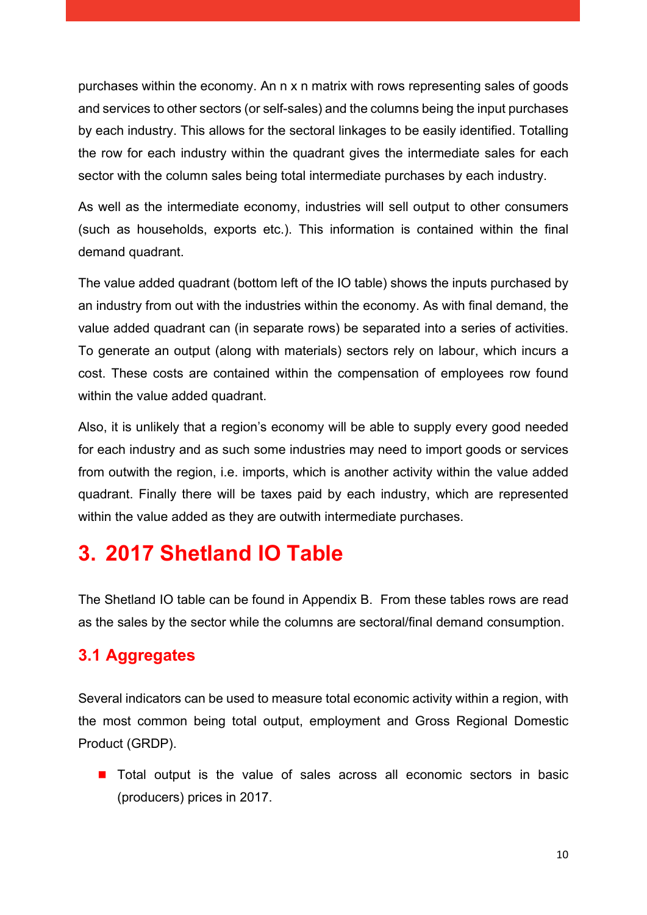purchases within the economy. An n x n matrix with rows representing sales of goods and services to other sectors (or self-sales) and the columns being the input purchases by each industry. This allows for the sectoral linkages to be easily identified. Totalling the row for each industry within the quadrant gives the intermediate sales for each sector with the column sales being total intermediate purchases by each industry.

As well as the intermediate economy, industries will sell output to other consumers (such as households, exports etc.). This information is contained within the final demand quadrant.

The value added quadrant (bottom left of the IO table) shows the inputs purchased by an industry from out with the industries within the economy. As with final demand, the value added quadrant can (in separate rows) be separated into a series of activities. To generate an output (along with materials) sectors rely on labour, which incurs a cost. These costs are contained within the compensation of employees row found within the value added quadrant.

Also, it is unlikely that a region's economy will be able to supply every good needed for each industry and as such some industries may need to import goods or services from outwith the region, i.e. imports, which is another activity within the value added quadrant. Finally there will be taxes paid by each industry, which are represented within the value added as they are outwith intermediate purchases.

# 3. 2017 Shetland IO Table

The Shetland IO table can be found in Appendix B. From these tables rows are read as the sales by the sector while the columns are sectoral/final demand consumption.

## 3.1 Aggregates

Several indicators can be used to measure total economic activity within a region, with the most common being total output, employment and Gross Regional Domestic Product (GRDP).

- Total output is the value of sales across all economic sectors in basic (producers) prices in 2017.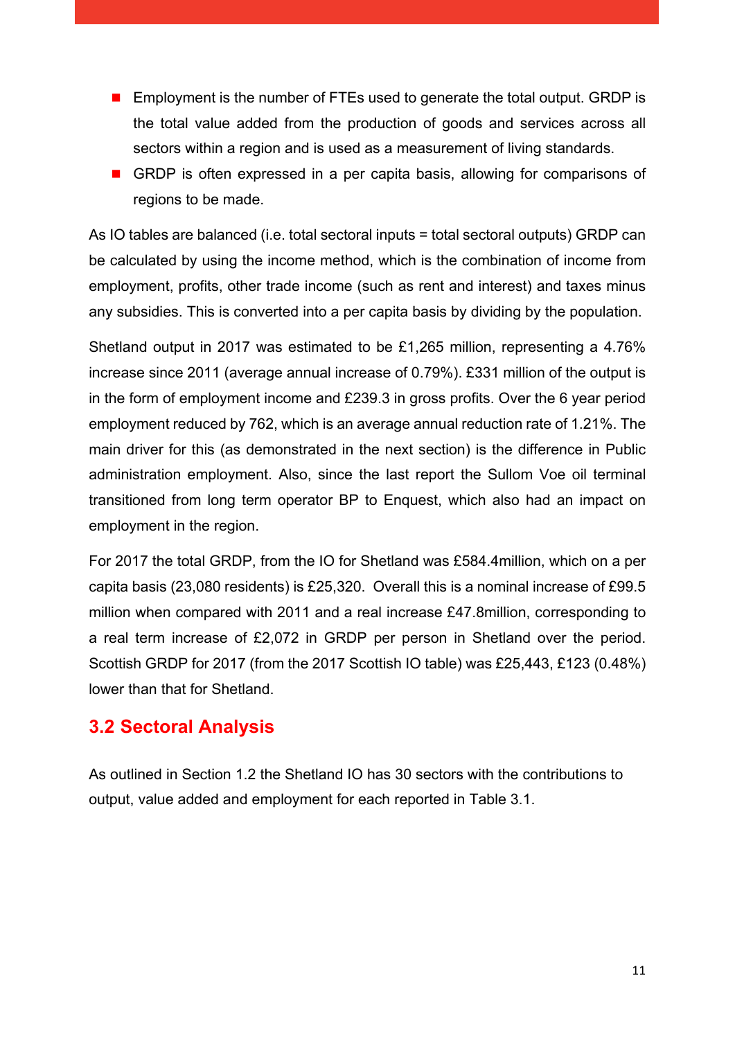- Employment is the number of FTEs used to generate the total output. GRDP is the total value added from the production of goods and services across all sectors within a region and is used as a measurement of living standards.
- GRDP is often expressed in a per capita basis, allowing for comparisons of regions to be made.

As IO tables are balanced (i.e. total sectoral inputs = total sectoral outputs) GRDP can be calculated by using the income method, which is the combination of income from employment, profits, other trade income (such as rent and interest) and taxes minus any subsidies. This is converted into a per capita basis by dividing by the population.

Shetland output in 2017 was estimated to be £1,265 million, representing a 4.76% increase since 2011 (average annual increase of 0.79%). £331 million of the output is in the form of employment income and £239.3 in gross profits. Over the 6 year period employment reduced by 762, which is an average annual reduction rate of 1.21%. The main driver for this (as demonstrated in the next section) is the difference in Public administration employment. Also, since the last report the Sullom Voe oil terminal transitioned from long term operator BP to Enquest, which also had an impact on employment in the region.

For 2017 the total GRDP, from the IO for Shetland was £584.4million, which on a per capita basis (23,080 residents) is £25,320. Overall this is a nominal increase of £99.5 million when compared with 2011 and a real increase £47.8million, corresponding to a real term increase of £2,072 in GRDP per person in Shetland over the period. Scottish GRDP for 2017 (from the 2017 Scottish IO table) was £25,443, £123 (0.48%) lower than that for Shetland.

## 3.2 Sectoral Analysis

As outlined in Section 1.2 the Shetland IO has 30 sectors with the contributions to output, value added and employment for each reported in Table 3.1.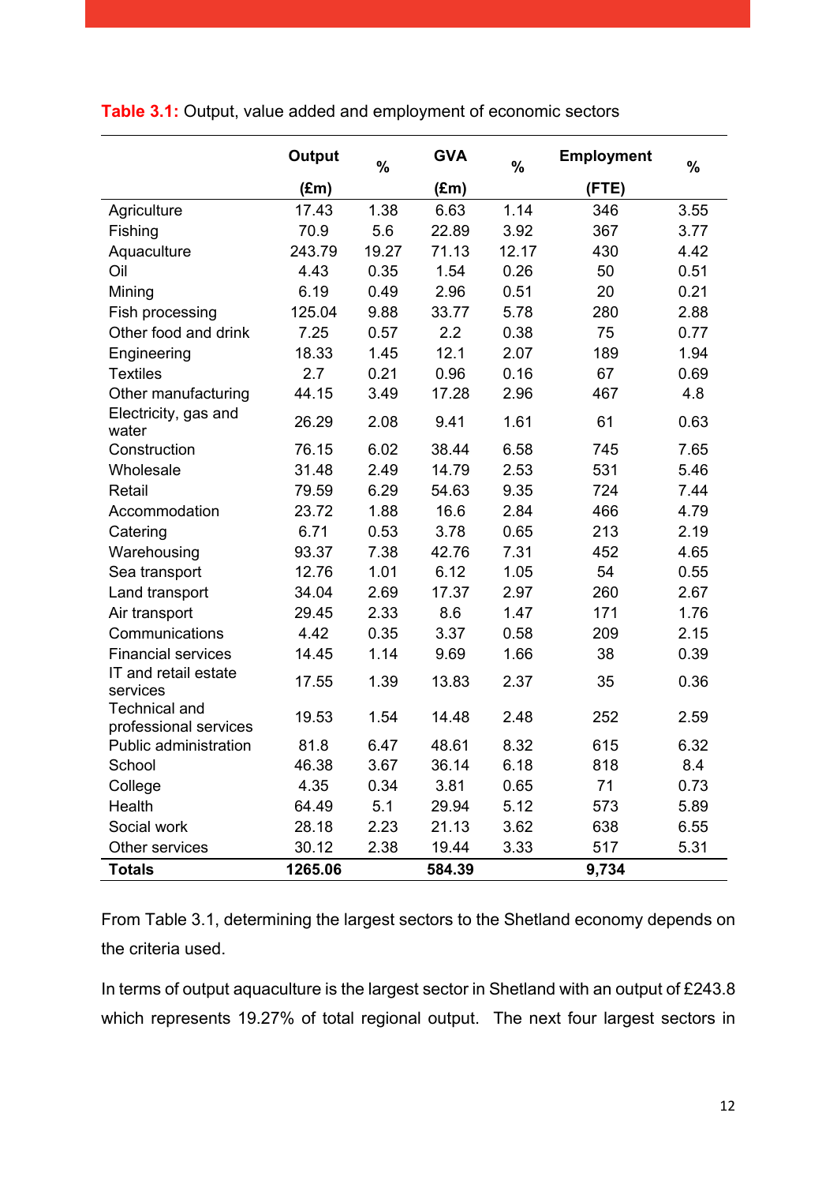**Table 3.1:** Output, value added and employment of economic sectors

| | Output (£m) | % | GVA (£m) | % | Employment (FTE) | % |
|---|---|---|---|---|---|---|
| Agriculture | 17.43 | 1.38 | 6.63 | 1.14 | 346 | 3.55 |
| Fishing | 70.9 | 5.6 | 22.89 | 3.92 | 367 | 3.77 |
| Aquaculture | 243.79 | 19.27 | 71.13 | 12.17 | 430 | 4.42 |
| Oil | 4.43 | 0.35 | 1.54 | 0.26 | 50 | 0.51 |
| Mining | 6.19 | 0.49 | 2.96 | 0.51 | 20 | 0.21 |
| Fish processing | 125.04 | 9.88 | 33.77 | 5.78 | 280 | 2.88 |
| Other food and drink | 7.25 | 0.57 | 2.2 | 0.38 | 75 | 0.77 |
| Engineering | 18.33 | 1.45 | 12.1 | 2.07 | 189 | 1.94 |
| Textiles | 2.7 | 0.21 | 0.96 | 0.16 | 67 | 0.69 |
| Other manufacturing | 44.15 | 3.49 | 17.28 | 2.96 | 467 | 4.8 |
| Electricity, gas and water | 26.29 | 2.08 | 9.41 | 1.61 | 61 | 0.63 |
| Construction | 76.15 | 6.02 | 38.44 | 6.58 | 745 | 7.65 |
| Wholesale | 31.48 | 2.49 | 14.79 | 2.53 | 531 | 5.46 |
| Retail | 79.59 | 6.29 | 54.63 | 9.35 | 724 | 7.44 |
| Accommodation | 23.72 | 1.88 | 16.6 | 2.84 | 466 | 4.79 |
| Catering | 6.71 | 0.53 | 3.78 | 0.65 | 213 | 2.19 |
| Warehousing | 93.37 | 7.38 | 42.76 | 7.31 | 452 | 4.65 |
| Sea transport | 12.76 | 1.01 | 6.12 | 1.05 | 54 | 0.55 |
| Land transport | 34.04 | 2.69 | 17.37 | 2.97 | 260 | 2.67 |
| Air transport | 29.45 | 2.33 | 8.6 | 1.47 | 171 | 1.76 |
| Communications | 4.42 | 0.35 | 3.37 | 0.58 | 209 | 2.15 |
| Financial services | 14.45 | 1.14 | 9.69 | 1.66 | 38 | 0.39 |
| IT and retail estate services | 17.55 | 1.39 | 13.83 | 2.37 | 35 | 0.36 |
| Technical and professional services | 19.53 | 1.54 | 14.48 | 2.48 | 252 | 2.59 |
| Public administration | 81.8 | 6.47 | 48.61 | 8.32 | 615 | 6.32 |
| School | 46.38 | 3.67 | 36.14 | 6.18 | 818 | 8.4 |
| College | 4.35 | 0.34 | 3.81 | 0.65 | 71 | 0.73 |
| Health | 64.49 | 5.1 | 29.94 | 5.12 | 573 | 5.89 |
| Social work | 28.18 | 2.23 | 21.13 | 3.62 | 638 | 6.55 |
| Other services | 30.12 | 2.38 | 19.44 | 3.33 | 517 | 5.31 |
| **Totals** | **1265.06** | | **584.39** | | **9,734** | |

From Table 3.1, determining the largest sectors to the Shetland economy depends on the criteria used.

In terms of output aquaculture is the largest sector in Shetland with an output of £243.8 which represents 19.27% of total regional output. The next four largest sectors in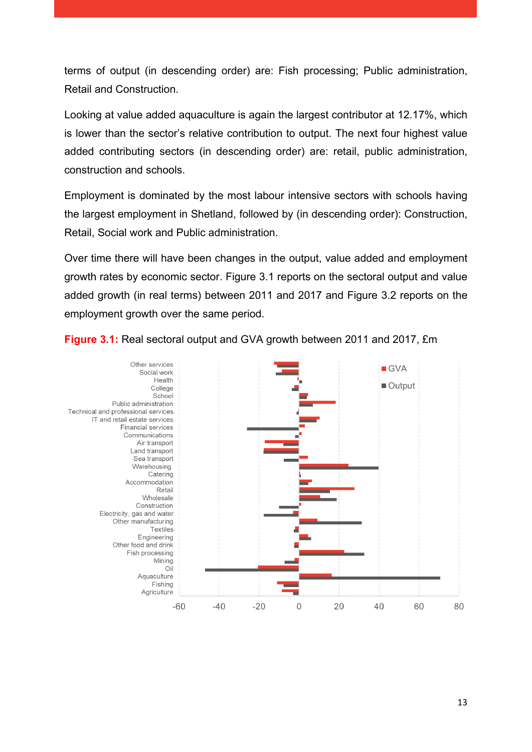terms of output (in descending order) are: Fish processing; Public administration, Retail and Construction.

Looking at value added aquaculture is again the largest contributor at 12.17%, which is lower than the sector's relative contribution to output. The next four highest value added contributing sectors (in descending order) are: retail, public administration, construction and schools.

Employment is dominated by the most labour intensive sectors with schools having the largest employment in Shetland, followed by (in descending order): Construction, Retail, Social work and Public administration.

Over time there will have been changes in the output, value added and employment growth rates by economic sector. Figure 3.1 reports on the sectoral output and value added growth (in real terms) between 2011 and 2017 and Figure 3.2 reports on the employment growth over the same period.

**Figure 3.1:** Real sectoral output and GVA growth between 2011 and 2017, £m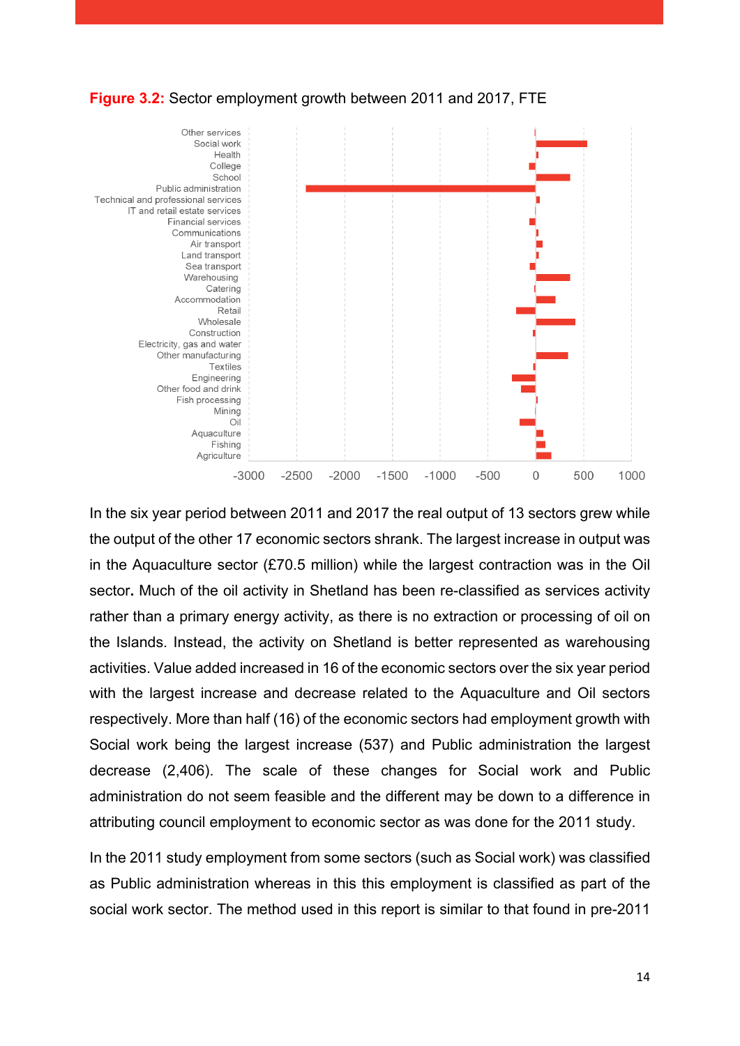**Figure 3.2:** Sector employment growth between 2011 and 2017, FTE

In the six year period between 2011 and 2017 the real output of 13 sectors grew while the output of the other 17 economic sectors shrank. The largest increase in output was in the Aquaculture sector (£70.5 million) while the largest contraction was in the Oil sector**.** Much of the oil activity in Shetland has been re-classified as services activity rather than a primary energy activity, as there is no extraction or processing of oil on the Islands. Instead, the activity on Shetland is better represented as warehousing activities. Value added increased in 16 of the economic sectors over the six year period with the largest increase and decrease related to the Aquaculture and Oil sectors respectively. More than half (16) of the economic sectors had employment growth with Social work being the largest increase (537) and Public administration the largest decrease (2,406). The scale of these changes for Social work and Public administration do not seem feasible and the different may be down to a difference in attributing council employment to economic sector as was done for the 2011 study.

In the 2011 study employment from some sectors (such as Social work) was classified as Public administration whereas in this this employment is classified as part of the social work sector. The method used in this report is similar to that found in pre-2011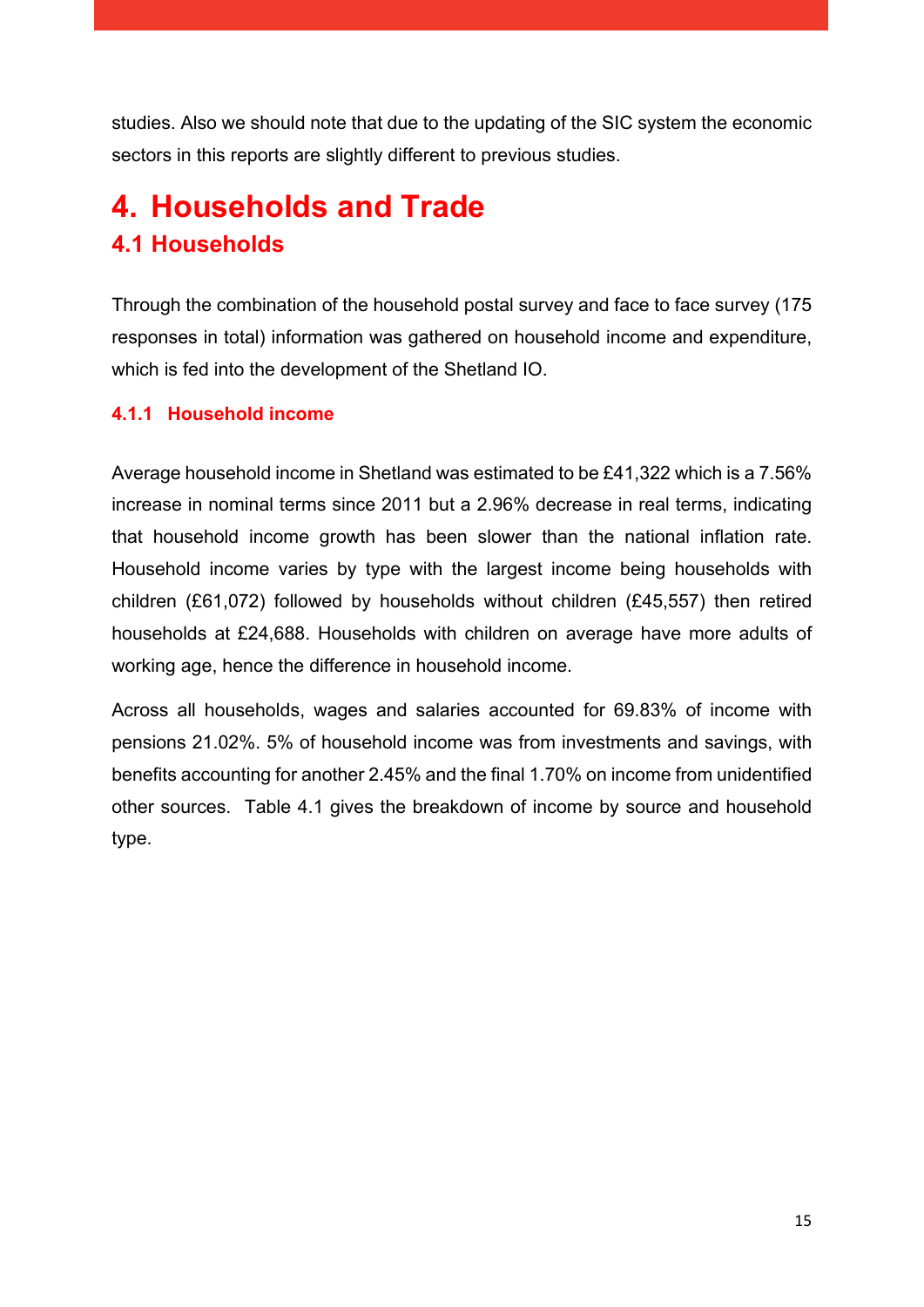studies. Also we should note that due to the updating of the SIC system the economic sectors in this reports are slightly different to previous studies.

# 4. Households and Trade

## 4.1 Households

Through the combination of the household postal survey and face to face survey (175 responses in total) information was gathered on household income and expenditure, which is fed into the development of the Shetland IO.

### 4.1.1 Household income

Average household income in Shetland was estimated to be £41,322 which is a 7.56% increase in nominal terms since 2011 but a 2.96% decrease in real terms, indicating that household income growth has been slower than the national inflation rate. Household income varies by type with the largest income being households with children (£61,072) followed by households without children (£45,557) then retired households at £24,688. Households with children on average have more adults of working age, hence the difference in household income.

Across all households, wages and salaries accounted for 69.83% of income with pensions 21.02%. 5% of household income was from investments and savings, with benefits accounting for another 2.45% and the final 1.70% on income from unidentified other sources. Table 4.1 gives the breakdown of income by source and household type.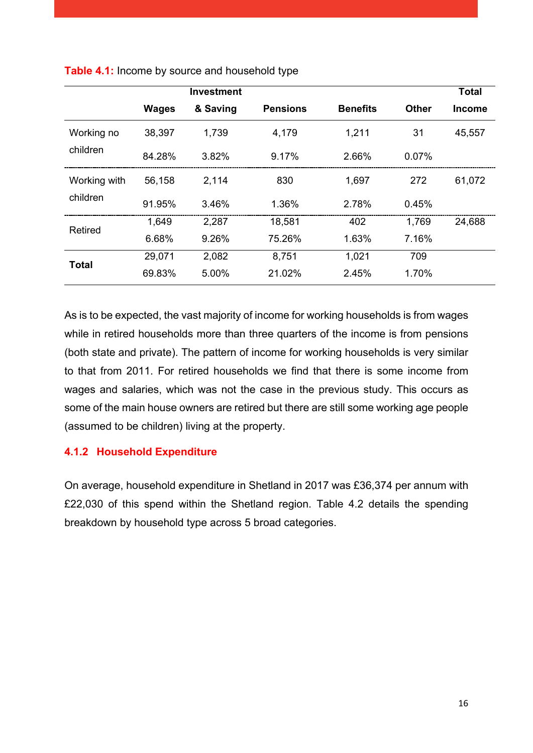**Table 4.1:** Income by source and household type

| | Wages | Investment & Saving | Pensions | Benefits | Other | Total Income |
|---|---|---|---|---|---|---|
| Working no children | 38,397 | 1,739 | 4,179 | 1,211 | 31 | 45,557 |
| | 84.28% | 3.82% | 9.17% | 2.66% | 0.07% | |
| Working with children | 56,158 | 2,114 | 830 | 1,697 | 272 | 61,072 |
| | 91.95% | 3.46% | 1.36% | 2.78% | 0.45% | |
| Retired | 1,649 | 2,287 | 18,581 | 402 | 1,769 | 24,688 |
| | 6.68% | 9.26% | 75.26% | 1.63% | 7.16% | |
| **Total** | 29,071 | 2,082 | 8,751 | 1,021 | 709 | |
| | 69.83% | 5.00% | 21.02% | 2.45% | 1.70% | |

As is to be expected, the vast majority of income for working households is from wages while in retired households more than three quarters of the income is from pensions (both state and private). The pattern of income for working households is very similar to that from 2011. For retired households we find that there is some income from wages and salaries, which was not the case in the previous study. This occurs as some of the main house owners are retired but there are still some working age people (assumed to be children) living at the property.

### 4.1.2 Household Expenditure

On average, household expenditure in Shetland in 2017 was £36,374 per annum with £22,030 of this spend within the Shetland region. Table 4.2 details the spending breakdown by household type across 5 broad categories.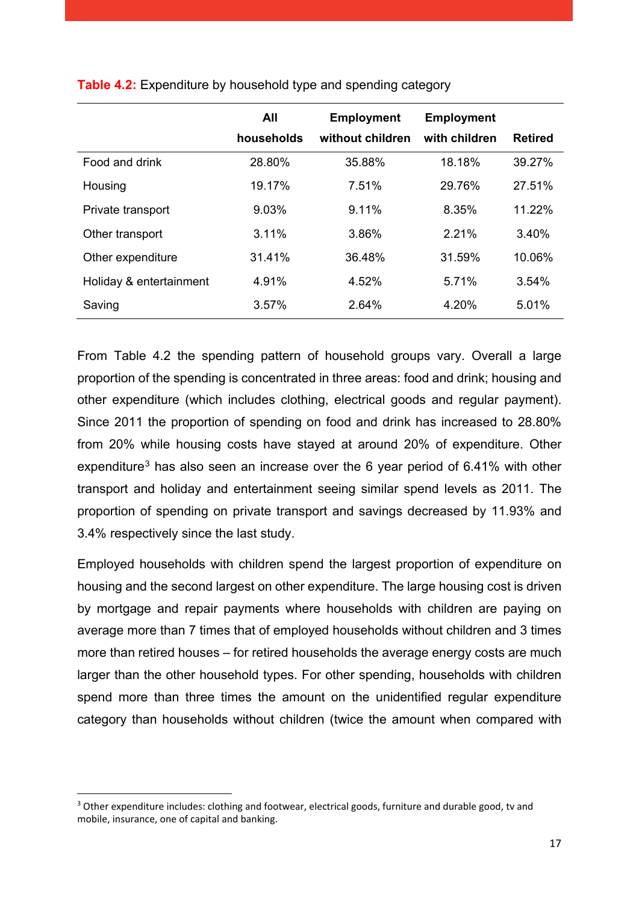**Table 4.2:** Expenditure by household type and spending category

| | All households | Employment without children | Employment with children | Retired |
|---|---|---|---|---|
| Food and drink | 28.80% | 35.88% | 18.18% | 39.27% |
| Housing | 19.17% | 7.51% | 29.76% | 27.51% |
| Private transport | 9.03% | 9.11% | 8.35% | 11.22% |
| Other transport | 3.11% | 3.86% | 2.21% | 3.40% |
| Other expenditure | 31.41% | 36.48% | 31.59% | 10.06% |
| Holiday & entertainment | 4.91% | 4.52% | 5.71% | 3.54% |
| Saving | 3.57% | 2.64% | 4.20% | 5.01% |

From Table 4.2 the spending pattern of household groups vary. Overall a large proportion of the spending is concentrated in three areas: food and drink; housing and other expenditure (which includes clothing, electrical goods and regular payment). Since 2011 the proportion of spending on food and drink has increased to 28.80% from 20% while housing costs have stayed at around 20% of expenditure. Other expenditure[3] has also seen an increase over the 6 year period of 6.41% with other transport and holiday and entertainment seeing similar spend levels as 2011. The proportion of spending on private transport and savings decreased by 11.93% and 3.4% respectively since the last study.

Employed households with children spend the largest proportion of expenditure on housing and the second largest on other expenditure. The large housing cost is driven by mortgage and repair payments where households with children are paying on average more than 7 times that of employed households without children and 3 times more than retired houses – for retired households the average energy costs are much larger than the other household types. For other spending, households with children spend more than three times the amount on the unidentified regular expenditure category than households without children (twice the amount when compared with

[3] Other expenditure includes: clothing and footwear, electrical goods, furniture and durable good, tv and mobile, insurance, one of capital and banking.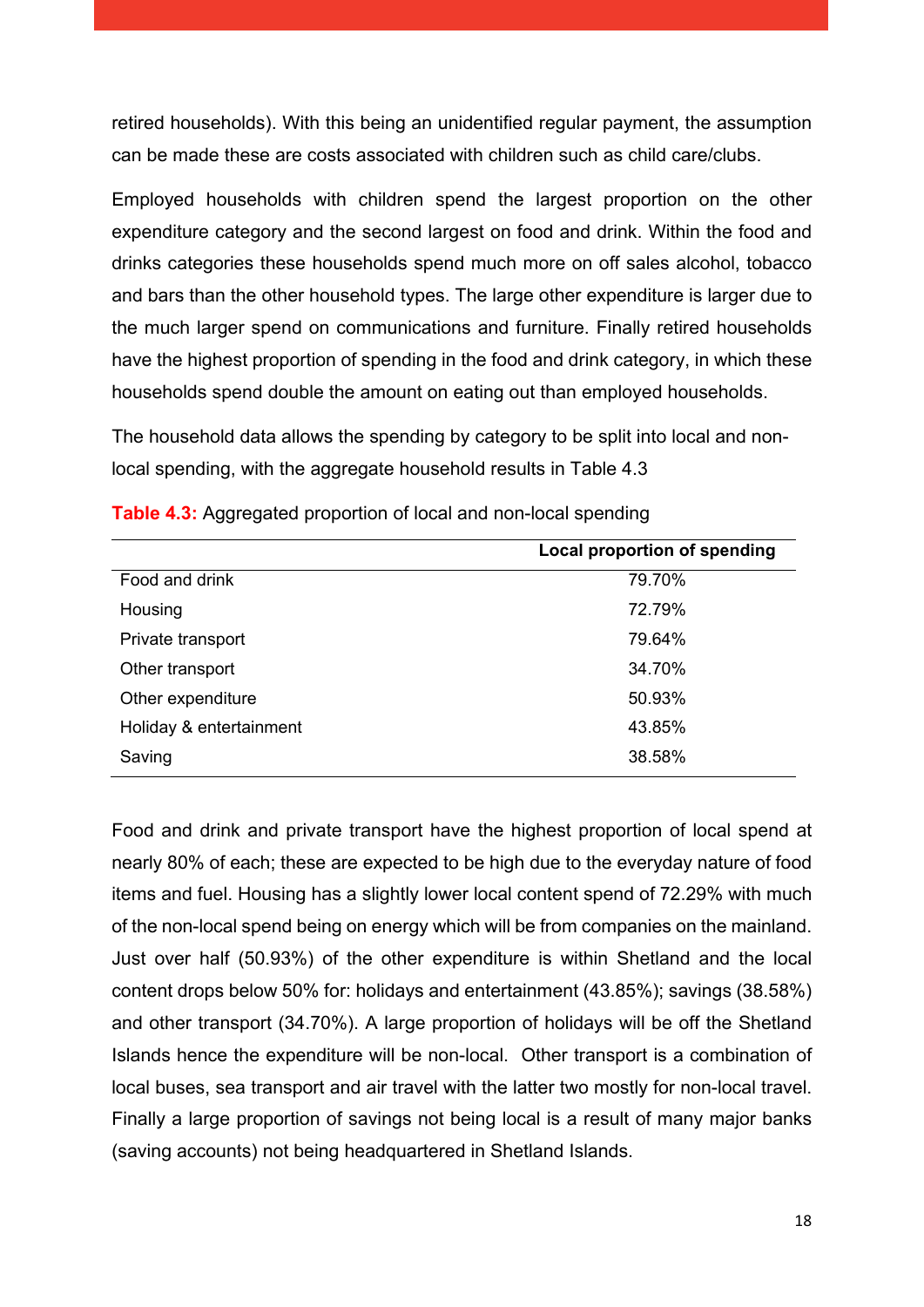retired households). With this being an unidentified regular payment, the assumption can be made these are costs associated with children such as child care/clubs.

Employed households with children spend the largest proportion on the other expenditure category and the second largest on food and drink. Within the food and drinks categories these households spend much more on off sales alcohol, tobacco and bars than the other household types. The large other expenditure is larger due to the much larger spend on communications and furniture. Finally retired households have the highest proportion of spending in the food and drink category, in which these households spend double the amount on eating out than employed households.

The household data allows the spending by category to be split into local and non-local spending, with the aggregate household results in Table 4.3

**Table 4.3:** Aggregated proportion of local and non-local spending

| | Local proportion of spending |
|---|---|
| Food and drink | 79.70% |
| Housing | 72.79% |
| Private transport | 79.64% |
| Other transport | 34.70% |
| Other expenditure | 50.93% |
| Holiday & entertainment | 43.85% |
| Saving | 38.58% |

Food and drink and private transport have the highest proportion of local spend at nearly 80% of each; these are expected to be high due to the everyday nature of food items and fuel. Housing has a slightly lower local content spend of 72.29% with much of the non-local spend being on energy which will be from companies on the mainland. Just over half (50.93%) of the other expenditure is within Shetland and the local content drops below 50% for: holidays and entertainment (43.85%); savings (38.58%) and other transport (34.70%). A large proportion of holidays will be off the Shetland Islands hence the expenditure will be non-local. Other transport is a combination of local buses, sea transport and air travel with the latter two mostly for non-local travel. Finally a large proportion of savings not being local is a result of many major banks (saving accounts) not being headquartered in Shetland Islands.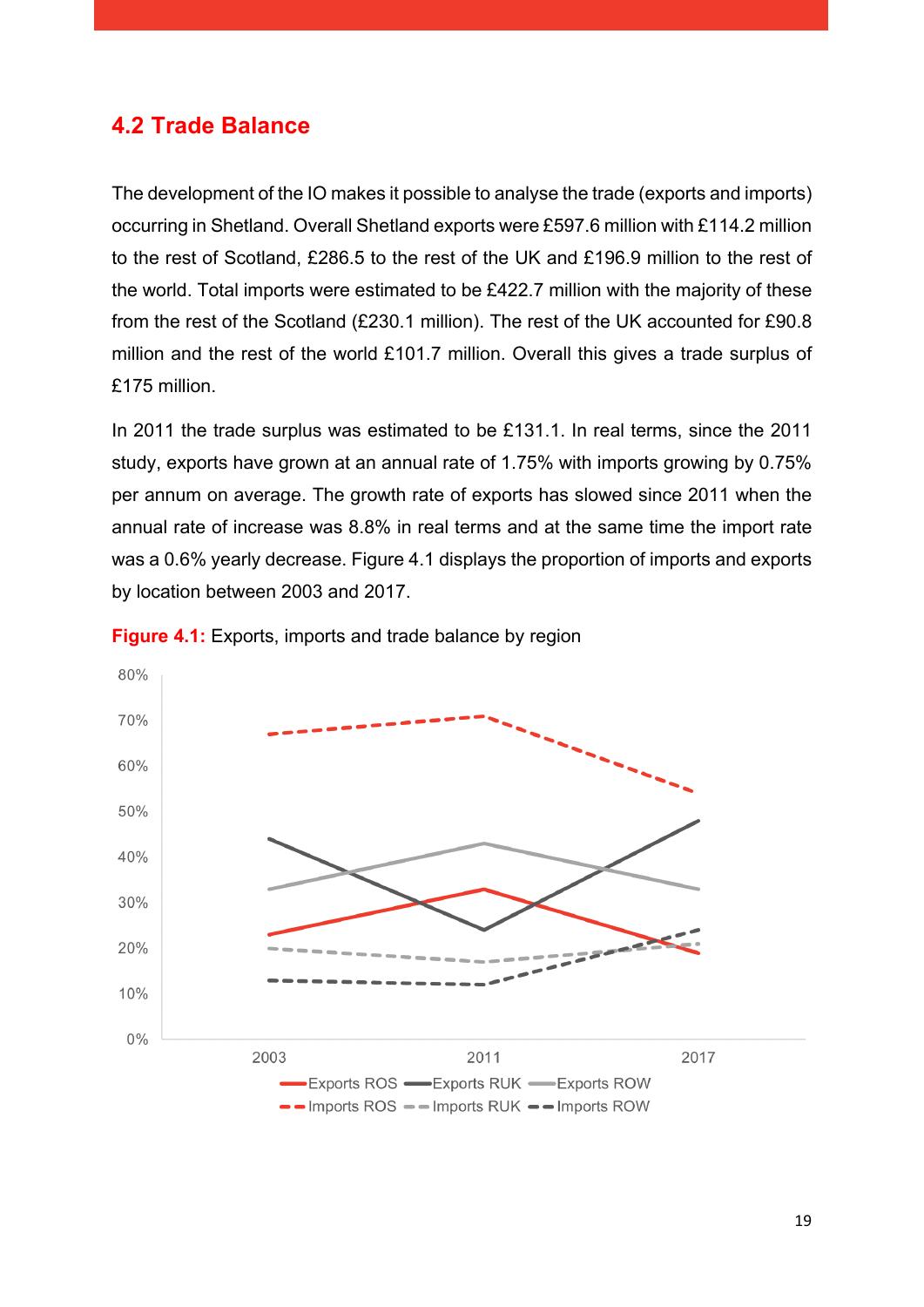## 4.2 Trade Balance

The development of the IO makes it possible to analyse the trade (exports and imports) occurring in Shetland. Overall Shetland exports were £597.6 million with £114.2 million to the rest of Scotland, £286.5 to the rest of the UK and £196.9 million to the rest of the world. Total imports were estimated to be £422.7 million with the majority of these from the rest of the Scotland (£230.1 million). The rest of the UK accounted for £90.8 million and the rest of the world £101.7 million. Overall this gives a trade surplus of £175 million.

In 2011 the trade surplus was estimated to be £131.1. In real terms, since the 2011 study, exports have grown at an annual rate of 1.75% with imports growing by 0.75% per annum on average. The growth rate of exports has slowed since 2011 when the annual rate of increase was 8.8% in real terms and at the same time the import rate was a 0.6% yearly decrease. Figure 4.1 displays the proportion of imports and exports by location between 2003 and 2017.

**Figure 4.1:** Exports, imports and trade balance by region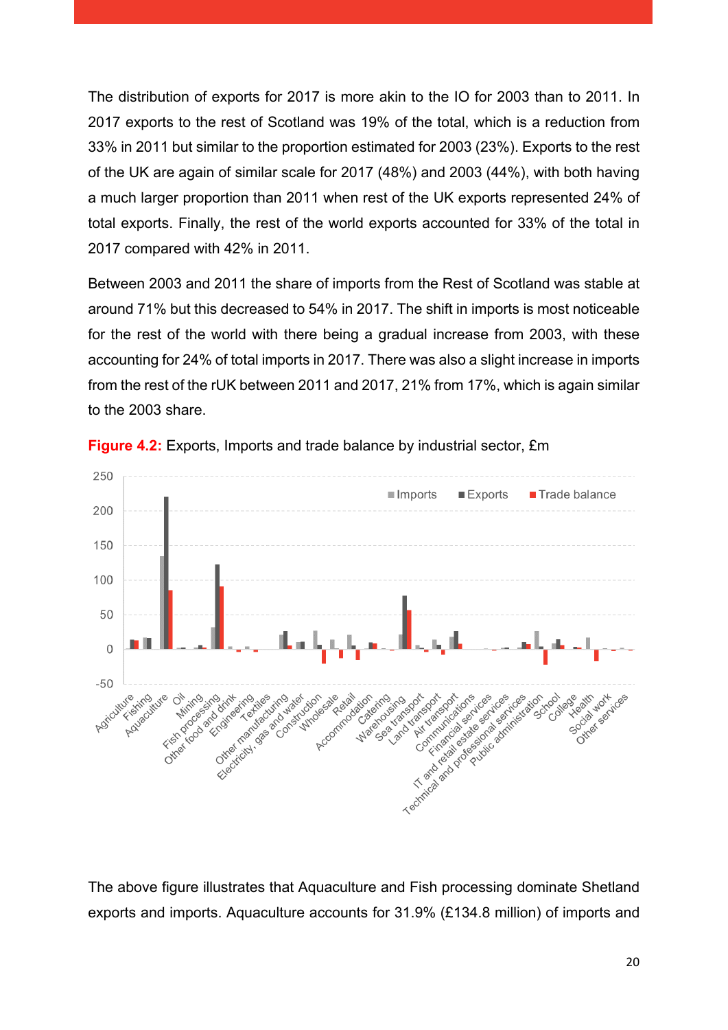The distribution of exports for 2017 is more akin to the IO for 2003 than to 2011. In 2017 exports to the rest of Scotland was 19% of the total, which is a reduction from 33% in 2011 but similar to the proportion estimated for 2003 (23%). Exports to the rest of the UK are again of similar scale for 2017 (48%) and 2003 (44%), with both having a much larger proportion than 2011 when rest of the UK exports represented 24% of total exports. Finally, the rest of the world exports accounted for 33% of the total in 2017 compared with 42% in 2011.

Between 2003 and 2011 the share of imports from the Rest of Scotland was stable at around 71% but this decreased to 54% in 2017. The shift in imports is most noticeable for the rest of the world with there being a gradual increase from 2003, with these accounting for 24% of total imports in 2017. There was also a slight increase in imports from the rest of the rUK between 2011 and 2017, 21% from 17%, which is again similar to the 2003 share.

**Figure 4.2:** Exports, Imports and trade balance by industrial sector, £m

The above figure illustrates that Aquaculture and Fish processing dominate Shetland exports and imports. Aquaculture accounts for 31.9% (£134.8 million) of imports and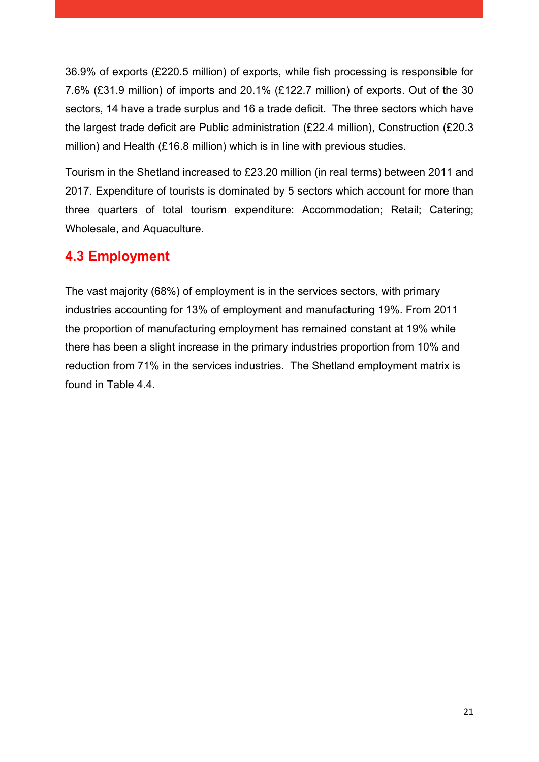36.9% of exports (£220.5 million) of exports, while fish processing is responsible for 7.6% (£31.9 million) of imports and 20.1% (£122.7 million) of exports. Out of the 30 sectors, 14 have a trade surplus and 16 a trade deficit. The three sectors which have the largest trade deficit are Public administration (£22.4 million), Construction (£20.3 million) and Health (£16.8 million) which is in line with previous studies.

Tourism in the Shetland increased to £23.20 million (in real terms) between 2011 and 2017. Expenditure of tourists is dominated by 5 sectors which account for more than three quarters of total tourism expenditure: Accommodation; Retail; Catering; Wholesale, and Aquaculture.

## 4.3 Employment

The vast majority (68%) of employment is in the services sectors, with primary industries accounting for 13% of employment and manufacturing 19%. From 2011 the proportion of manufacturing employment has remained constant at 19% while there has been a slight increase in the primary industries proportion from 10% and reduction from 71% in the services industries. The Shetland employment matrix is found in Table 4.4.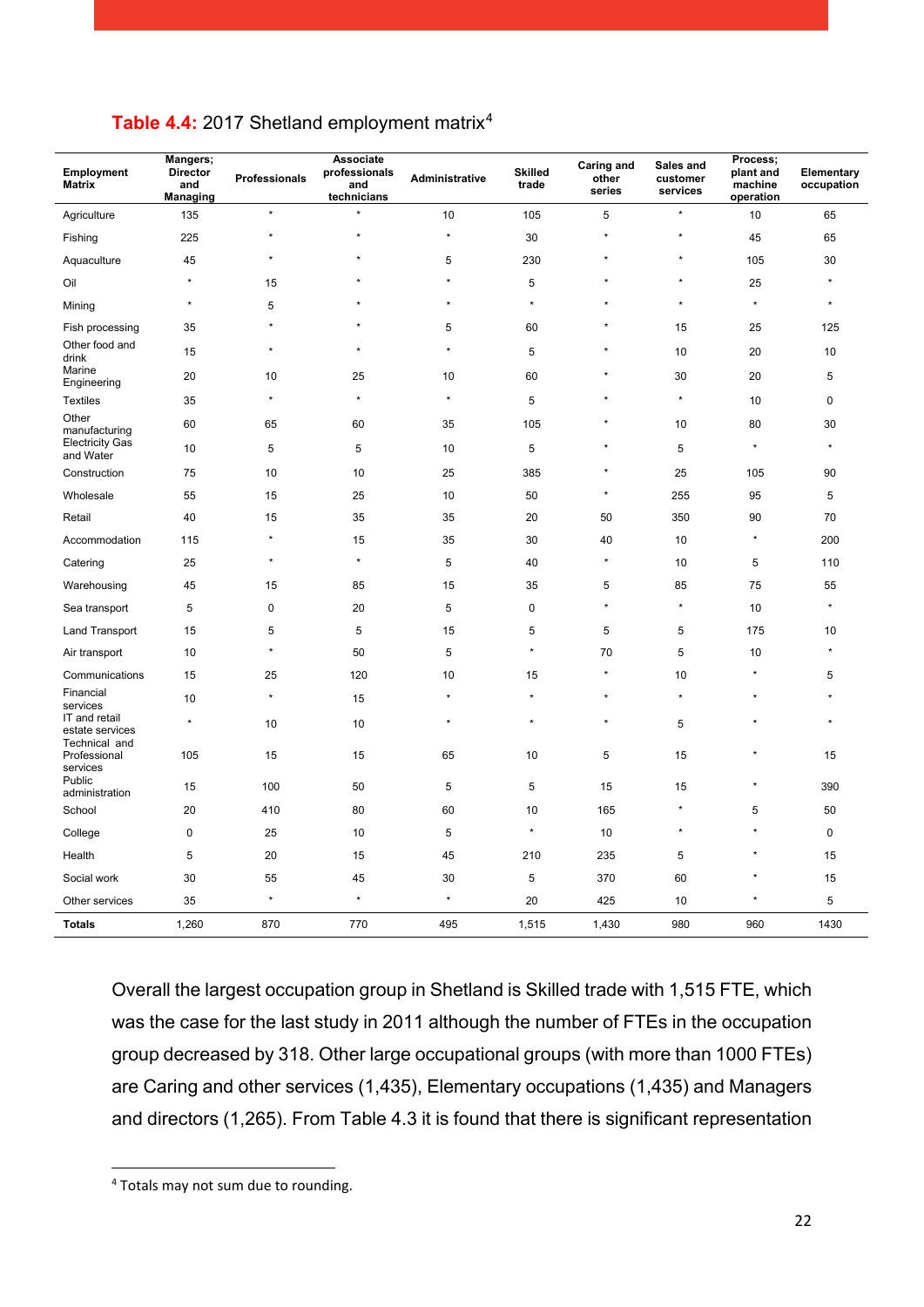**Table 4.4:** 2017 Shetland employment matrix[4]

| Employment Matrix | Mangers; Director and Managing | Professionals | Associate professionals and technicians | Administrative | Skilled trade | Caring and other series | Sales and customer services | Process; plant and machine operation | Elementary occupation |
|---|---|---|---|---|---|---|---|---|---|
| Agriculture | 135 | * | * | 10 | 105 | 5 | * | 10 | 65 |
| Fishing | 225 | * | * | * | 30 | * | * | 45 | 65 |
| Aquaculture | 45 | * | * | 5 | 230 | * | * | 105 | 30 |
| Oil | * | 15 | * | * | 5 | * | * | 25 | * |
| Mining | * | 5 | * | * | * | * | * | * | * |
| Fish processing | 35 | * | * | 5 | 60 | * | 15 | 25 | 125 |
| Other food and drink | 15 | * | * | * | 5 | * | 10 | 20 | 10 |
| Marine Engineering | 20 | 10 | 25 | 10 | 60 | * | 30 | 20 | 5 |
| Textiles | 35 | * | * | * | 5 | * | * | 10 | 0 |
| Other manufacturing | 60 | 65 | 60 | 35 | 105 | * | 10 | 80 | 30 |
| Electricity Gas and Water | 10 | 5 | 5 | 10 | 5 | * | 5 | * | * |
| Construction | 75 | 10 | 10 | 25 | 385 | * | 25 | 105 | 90 |
| Wholesale | 55 | 15 | 25 | 10 | 50 | * | 255 | 95 | 5 |
| Retail | 40 | 15 | 35 | 35 | 20 | 50 | 350 | 90 | 70 |
| Accommodation | 115 | * | 15 | 35 | 30 | 40 | 10 | * | 200 |
| Catering | 25 | * | * | 5 | 40 | * | 10 | 5 | 110 |
| Warehousing | 45 | 15 | 85 | 15 | 35 | 5 | 85 | 75 | 55 |
| Sea transport | 5 | 0 | 20 | 5 | 0 | * | * | 10 | * |
| Land Transport | 15 | 5 | 5 | 15 | 5 | 5 | 5 | 175 | 10 |
| Air transport | 10 | * | 50 | 5 | * | 70 | 5 | 10 | * |
| Communications | 15 | 25 | 120 | 10 | 15 | * | 10 | * | 5 |
| Financial services | 10 | * | 15 | * | * | * | * | * | * |
| IT and retail estate services | * | 10 | 10 | * | * | * | 5 | * | * |
| Technical and Professional services | 105 | 15 | 15 | 65 | 10 | 5 | 15 | * | 15 |
| Public administration | 15 | 100 | 50 | 5 | 5 | 15 | 15 | * | 390 |
| School | 20 | 410 | 80 | 60 | 10 | 165 | * | 5 | 50 |
| College | 0 | 25 | 10 | 5 | * | 10 | * | * | 0 |
| Health | 5 | 20 | 15 | 45 | 210 | 235 | 5 | * | 15 |
| Social work | 30 | 55 | 45 | 30 | 5 | 370 | 60 | * | 15 |
| Other services | 35 | * | * | * | 20 | 425 | 10 | * | 5 |
| **Totals** | 1,260 | 870 | 770 | 495 | 1,515 | 1,430 | 980 | 960 | 1430 |

Overall the largest occupation group in Shetland is Skilled trade with 1,515 FTE, which was the case for the last study in 2011 although the number of FTEs in the occupation group decreased by 318. Other large occupational groups (with more than 1000 FTEs) are Caring and other services (1,435), Elementary occupations (1,435) and Managers and directors (1,265). From Table 4.3 it is found that there is significant representation

[4] Totals may not sum due to rounding.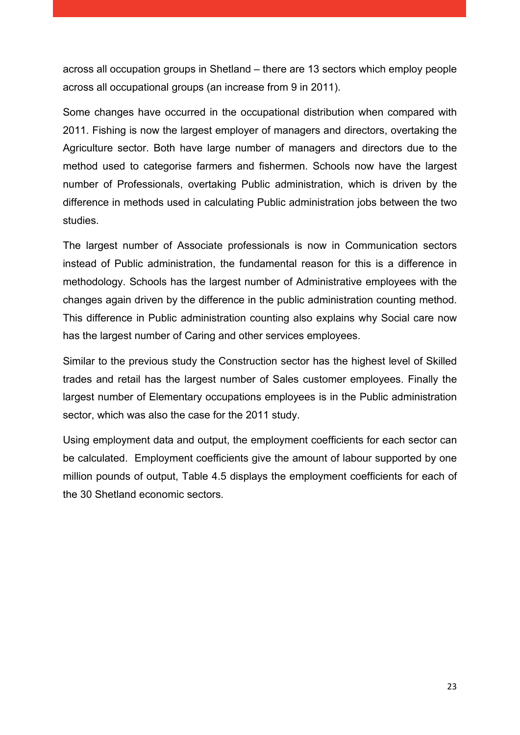across all occupation groups in Shetland – there are 13 sectors which employ people across all occupational groups (an increase from 9 in 2011).

Some changes have occurred in the occupational distribution when compared with 2011. Fishing is now the largest employer of managers and directors, overtaking the Agriculture sector. Both have large number of managers and directors due to the method used to categorise farmers and fishermen. Schools now have the largest number of Professionals, overtaking Public administration, which is driven by the difference in methods used in calculating Public administration jobs between the two studies.

The largest number of Associate professionals is now in Communication sectors instead of Public administration, the fundamental reason for this is a difference in methodology. Schools has the largest number of Administrative employees with the changes again driven by the difference in the public administration counting method. This difference in Public administration counting also explains why Social care now has the largest number of Caring and other services employees.

Similar to the previous study the Construction sector has the highest level of Skilled trades and retail has the largest number of Sales customer employees. Finally the largest number of Elementary occupations employees is in the Public administration sector, which was also the case for the 2011 study.

Using employment data and output, the employment coefficients for each sector can be calculated. Employment coefficients give the amount of labour supported by one million pounds of output, Table 4.5 displays the employment coefficients for each of the 30 Shetland economic sectors.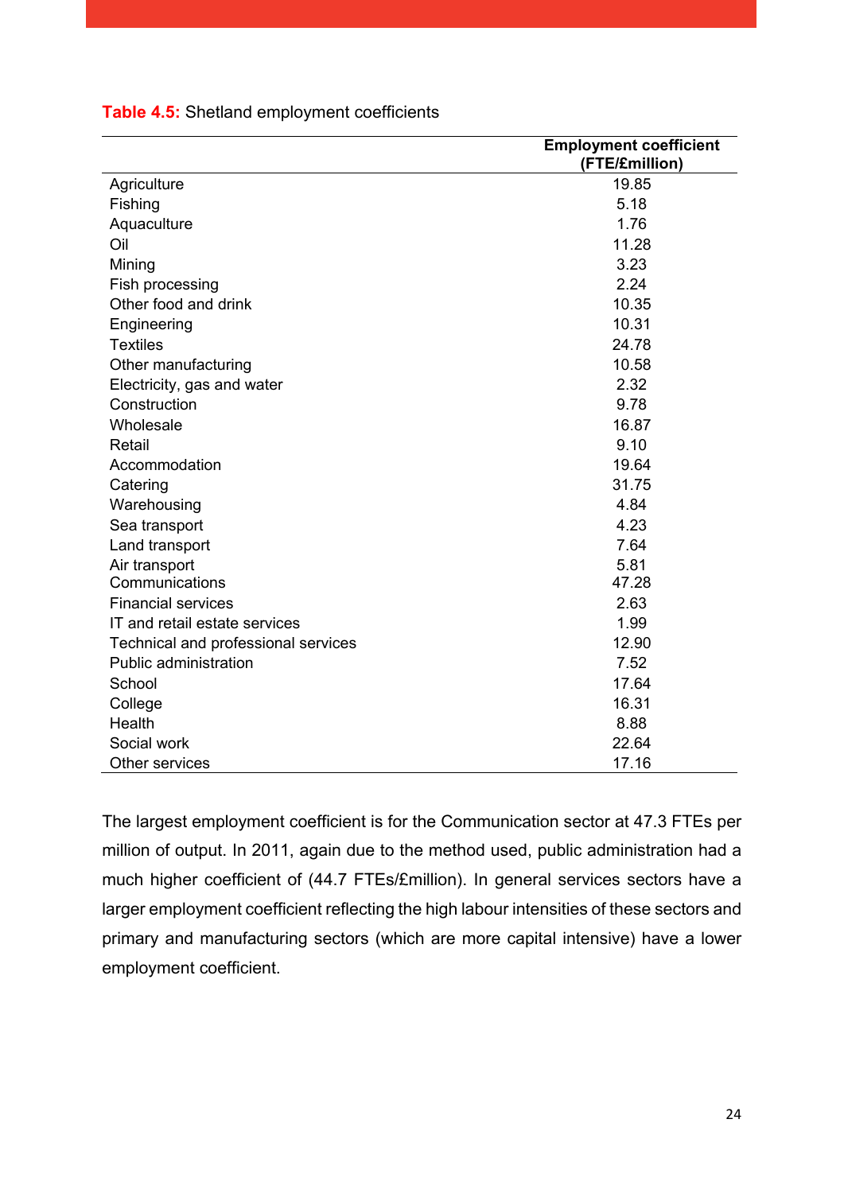**Table 4.5:** Shetland employment coefficients

| | Employment coefficient (FTE/£million) |
|---|---|
| Agriculture | 19.85 |
| Fishing | 5.18 |
| Aquaculture | 1.76 |
| Oil | 11.28 |
| Mining | 3.23 |
| Fish processing | 2.24 |
| Other food and drink | 10.35 |
| Engineering | 10.31 |
| Textiles | 24.78 |
| Other manufacturing | 10.58 |
| Electricity, gas and water | 2.32 |
| Construction | 9.78 |
| Wholesale | 16.87 |
| Retail | 9.10 |
| Accommodation | 19.64 |
| Catering | 31.75 |
| Warehousing | 4.84 |
| Sea transport | 4.23 |
| Land transport | 7.64 |
| Air transport | 5.81 |
| Communications | 47.28 |
| Financial services | 2.63 |
| IT and retail estate services | 1.99 |
| Technical and professional services | 12.90 |
| Public administration | 7.52 |
| School | 17.64 |
| College | 16.31 |
| Health | 8.88 |
| Social work | 22.64 |
| Other services | 17.16 |

The largest employment coefficient is for the Communication sector at 47.3 FTEs per million of output. In 2011, again due to the method used, public administration had a much higher coefficient of (44.7 FTEs/£million). In general services sectors have a larger employment coefficient reflecting the high labour intensities of these sectors and primary and manufacturing sectors (which are more capital intensive) have a lower employment coefficient.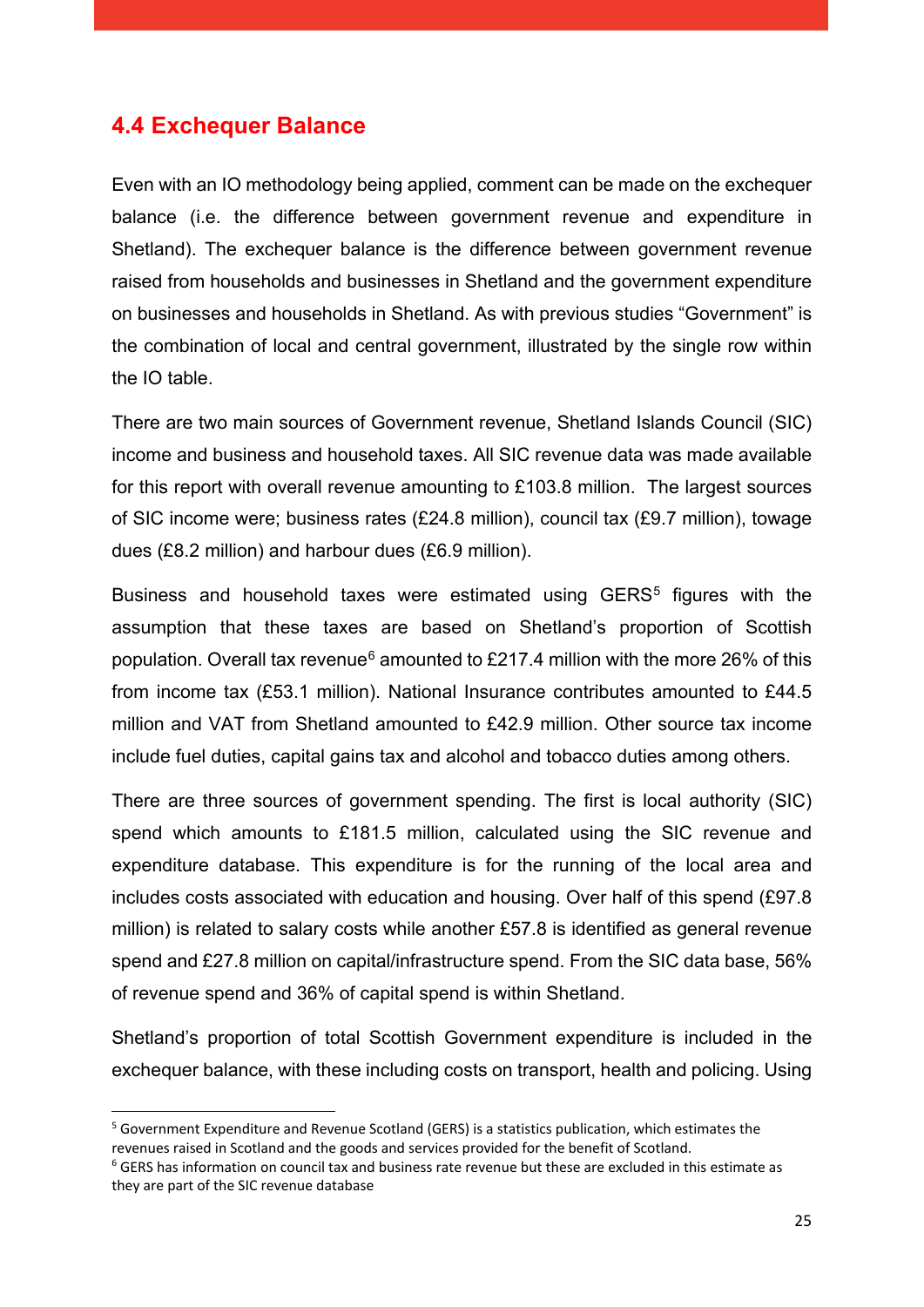## 4.4 Exchequer Balance

Even with an IO methodology being applied, comment can be made on the exchequer balance (i.e. the difference between government revenue and expenditure in Shetland). The exchequer balance is the difference between government revenue raised from households and businesses in Shetland and the government expenditure on businesses and households in Shetland. As with previous studies "Government" is the combination of local and central government, illustrated by the single row within the IO table.

There are two main sources of Government revenue, Shetland Islands Council (SIC) income and business and household taxes. All SIC revenue data was made available for this report with overall revenue amounting to £103.8 million. The largest sources of SIC income were; business rates (£24.8 million), council tax (£9.7 million), towage dues (£8.2 million) and harbour dues (£6.9 million).

Business and household taxes were estimated using GERS[5] figures with the assumption that these taxes are based on Shetland's proportion of Scottish population. Overall tax revenue[6] amounted to £217.4 million with the more 26% of this from income tax (£53.1 million). National Insurance contributes amounted to £44.5 million and VAT from Shetland amounted to £42.9 million. Other source tax income include fuel duties, capital gains tax and alcohol and tobacco duties among others.

There are three sources of government spending. The first is local authority (SIC) spend which amounts to £181.5 million, calculated using the SIC revenue and expenditure database. This expenditure is for the running of the local area and includes costs associated with education and housing. Over half of this spend (£97.8 million) is related to salary costs while another £57.8 is identified as general revenue spend and £27.8 million on capital/infrastructure spend. From the SIC data base, 56% of revenue spend and 36% of capital spend is within Shetland.

Shetland's proportion of total Scottish Government expenditure is included in the exchequer balance, with these including costs on transport, health and policing. Using

---

[5] Government Expenditure and Revenue Scotland (GERS) is a statistics publication, which estimates the revenues raised in Scotland and the goods and services provided for the benefit of Scotland.

[6] GERS has information on council tax and business rate revenue but these are excluded in this estimate as they are part of the SIC revenue database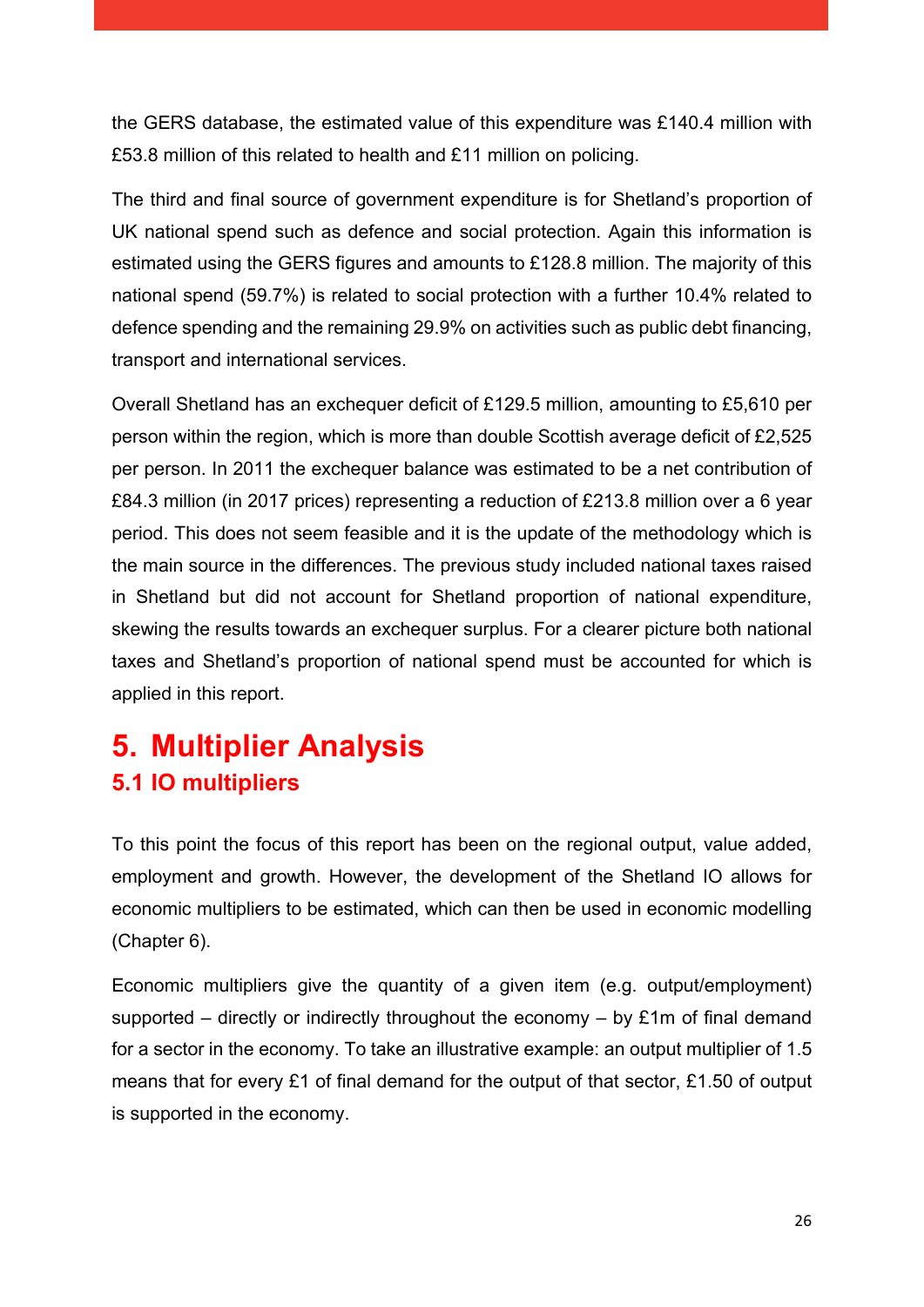the GERS database, the estimated value of this expenditure was £140.4 million with £53.8 million of this related to health and £11 million on policing.

The third and final source of government expenditure is for Shetland's proportion of UK national spend such as defence and social protection. Again this information is estimated using the GERS figures and amounts to £128.8 million. The majority of this national spend (59.7%) is related to social protection with a further 10.4% related to defence spending and the remaining 29.9% on activities such as public debt financing, transport and international services.

Overall Shetland has an exchequer deficit of £129.5 million, amounting to £5,610 per person within the region, which is more than double Scottish average deficit of £2,525 per person. In 2011 the exchequer balance was estimated to be a net contribution of £84.3 million (in 2017 prices) representing a reduction of £213.8 million over a 6 year period. This does not seem feasible and it is the update of the methodology which is the main source in the differences. The previous study included national taxes raised in Shetland but did not account for Shetland proportion of national expenditure, skewing the results towards an exchequer surplus. For a clearer picture both national taxes and Shetland's proportion of national spend must be accounted for which is applied in this report.

# 5. Multiplier Analysis

## 5.1 IO multipliers

To this point the focus of this report has been on the regional output, value added, employment and growth. However, the development of the Shetland IO allows for economic multipliers to be estimated, which can then be used in economic modelling (Chapter 6).

Economic multipliers give the quantity of a given item (e.g. output/employment) supported – directly or indirectly throughout the economy – by £1m of final demand for a sector in the economy. To take an illustrative example: an output multiplier of 1.5 means that for every £1 of final demand for the output of that sector, £1.50 of output is supported in the economy.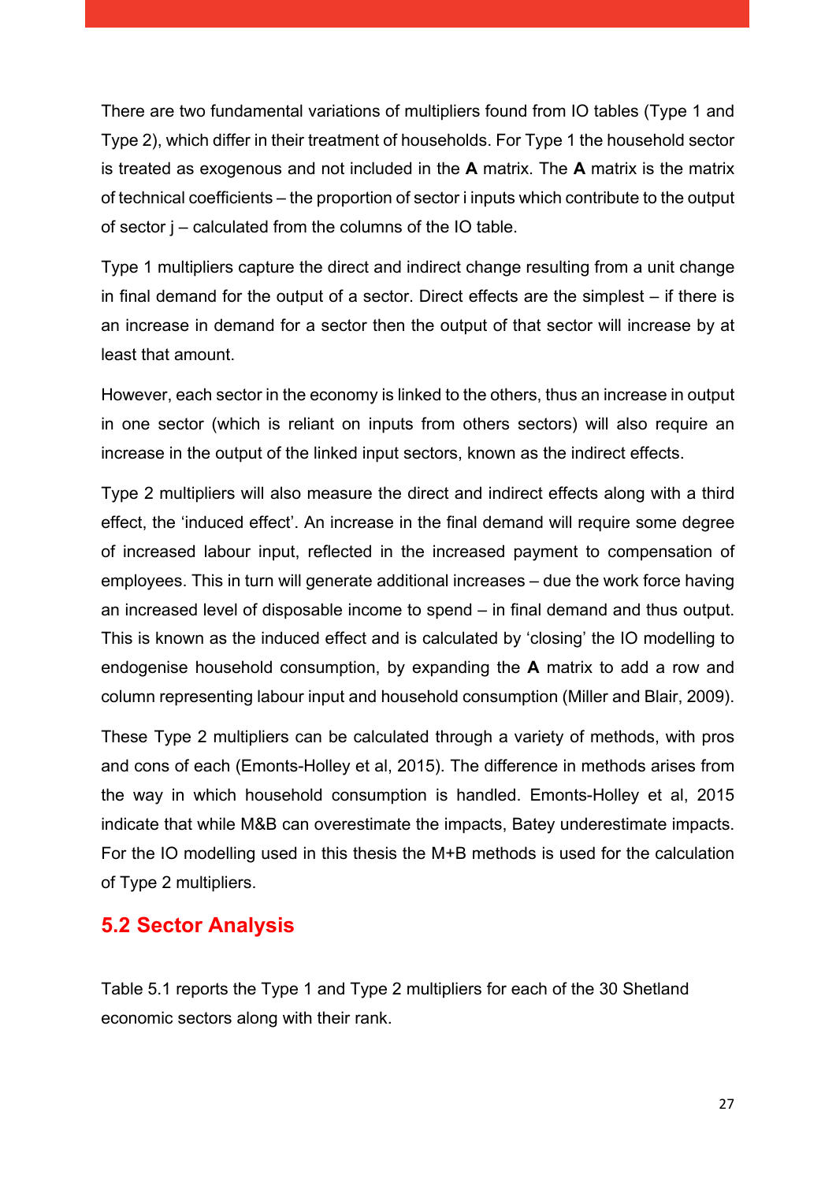There are two fundamental variations of multipliers found from IO tables (Type 1 and Type 2), which differ in their treatment of households. For Type 1 the household sector is treated as exogenous and not included in the **A** matrix. The **A** matrix is the matrix of technical coefficients – the proportion of sector i inputs which contribute to the output of sector j – calculated from the columns of the IO table.

Type 1 multipliers capture the direct and indirect change resulting from a unit change in final demand for the output of a sector. Direct effects are the simplest – if there is an increase in demand for a sector then the output of that sector will increase by at least that amount.

However, each sector in the economy is linked to the others, thus an increase in output in one sector (which is reliant on inputs from others sectors) will also require an increase in the output of the linked input sectors, known as the indirect effects.

Type 2 multipliers will also measure the direct and indirect effects along with a third effect, the 'induced effect'. An increase in the final demand will require some degree of increased labour input, reflected in the increased payment to compensation of employees. This in turn will generate additional increases – due the work force having an increased level of disposable income to spend – in final demand and thus output. This is known as the induced effect and is calculated by 'closing' the IO modelling to endogenise household consumption, by expanding the **A** matrix to add a row and column representing labour input and household consumption (Miller and Blair, 2009).

These Type 2 multipliers can be calculated through a variety of methods, with pros and cons of each (Emonts-Holley et al, 2015). The difference in methods arises from the way in which household consumption is handled. Emonts-Holley et al, 2015 indicate that while M&B can overestimate the impacts, Batey underestimate impacts. For the IO modelling used in this thesis the M+B methods is used for the calculation of Type 2 multipliers.

## 5.2 Sector Analysis

Table 5.1 reports the Type 1 and Type 2 multipliers for each of the 30 Shetland economic sectors along with their rank.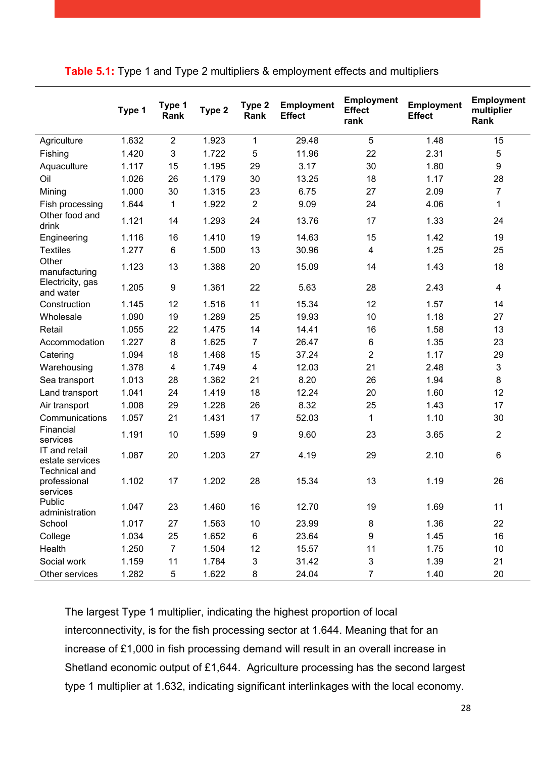**Table 5.1:** Type 1 and Type 2 multipliers & employment effects and multipliers

| | Type 1 | Type 1 Rank | Type 2 | Type 2 Rank | Employment Effect | Employment Effect rank | Employment Effect | Employment multiplier Rank |
|---|---|---|---|---|---|---|---|---|
| Agriculture | 1.632 | 2 | 1.923 | 1 | 29.48 | 5 | 1.48 | 15 |
| Fishing | 1.420 | 3 | 1.722 | 5 | 11.96 | 22 | 2.31 | 5 |
| Aquaculture | 1.117 | 15 | 1.195 | 29 | 3.17 | 30 | 1.80 | 9 |
| Oil | 1.026 | 26 | 1.179 | 30 | 13.25 | 18 | 1.17 | 28 |
| Mining | 1.000 | 30 | 1.315 | 23 | 6.75 | 27 | 2.09 | 7 |
| Fish processing | 1.644 | 1 | 1.922 | 2 | 9.09 | 24 | 4.06 | 1 |
| Other food and drink | 1.121 | 14 | 1.293 | 24 | 13.76 | 17 | 1.33 | 24 |
| Engineering | 1.116 | 16 | 1.410 | 19 | 14.63 | 15 | 1.42 | 19 |
| Textiles | 1.277 | 6 | 1.500 | 13 | 30.96 | 4 | 1.25 | 25 |
| Other manufacturing | 1.123 | 13 | 1.388 | 20 | 15.09 | 14 | 1.43 | 18 |
| Electricity, gas and water | 1.205 | 9 | 1.361 | 22 | 5.63 | 28 | 2.43 | 4 |
| Construction | 1.145 | 12 | 1.516 | 11 | 15.34 | 12 | 1.57 | 14 |
| Wholesale | 1.090 | 19 | 1.289 | 25 | 19.93 | 10 | 1.18 | 27 |
| Retail | 1.055 | 22 | 1.475 | 14 | 14.41 | 16 | 1.58 | 13 |
| Accommodation | 1.227 | 8 | 1.625 | 7 | 26.47 | 6 | 1.35 | 23 |
| Catering | 1.094 | 18 | 1.468 | 15 | 37.24 | 2 | 1.17 | 29 |
| Warehousing | 1.378 | 4 | 1.749 | 4 | 12.03 | 21 | 2.48 | 3 |
| Sea transport | 1.013 | 28 | 1.362 | 21 | 8.20 | 26 | 1.94 | 8 |
| Land transport | 1.041 | 24 | 1.419 | 18 | 12.24 | 20 | 1.60 | 12 |
| Air transport | 1.008 | 29 | 1.228 | 26 | 8.32 | 25 | 1.43 | 17 |
| Communications | 1.057 | 21 | 1.431 | 17 | 52.03 | 1 | 1.10 | 30 |
| Financial services | 1.191 | 10 | 1.599 | 9 | 9.60 | 23 | 3.65 | 2 |
| IT and retail estate services | 1.087 | 20 | 1.203 | 27 | 4.19 | 29 | 2.10 | 6 |
| Technical and professional services | 1.102 | 17 | 1.202 | 28 | 15.34 | 13 | 1.19 | 26 |
| Public administration | 1.047 | 23 | 1.460 | 16 | 12.70 | 19 | 1.69 | 11 |
| School | 1.017 | 27 | 1.563 | 10 | 23.99 | 8 | 1.36 | 22 |
| College | 1.034 | 25 | 1.652 | 6 | 23.64 | 9 | 1.45 | 16 |
| Health | 1.250 | 7 | 1.504 | 12 | 15.57 | 11 | 1.75 | 10 |
| Social work | 1.159 | 11 | 1.784 | 3 | 31.42 | 3 | 1.39 | 21 |
| Other services | 1.282 | 5 | 1.622 | 8 | 24.04 | 7 | 1.40 | 20 |

The largest Type 1 multiplier, indicating the highest proportion of local interconnectivity, is for the fish processing sector at 1.644. Meaning that for an increase of £1,000 in fish processing demand will result in an overall increase in Shetland economic output of £1,644. Agriculture processing has the second largest type 1 multiplier at 1.632, indicating significant interlinkages with the local economy.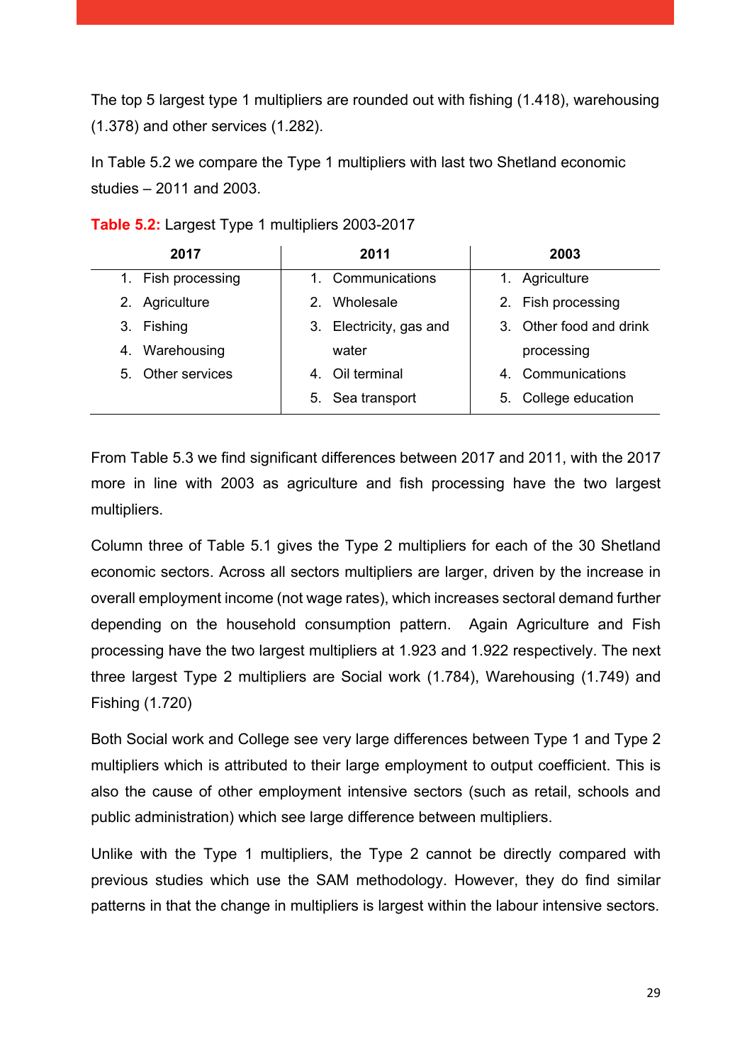The top 5 largest type 1 multipliers are rounded out with fishing (1.418), warehousing (1.378) and other services (1.282).

In Table 5.2 we compare the Type 1 multipliers with last two Shetland economic studies – 2011 and 2003.

**Table 5.2:** Largest Type 1 multipliers 2003-2017

| 2017 | 2011 | 2003 |
|---|---|---|
| 1. Fish processing | 1. Communications | 1. Agriculture |
| 2. Agriculture | 2. Wholesale | 2. Fish processing |
| 3. Fishing | 3. Electricity, gas and water | 3. Other food and drink processing |
| 4. Warehousing | 4. Oil terminal | 4. Communications |
| 5. Other services | 5. Sea transport | 5. College education |

From Table 5.3 we find significant differences between 2017 and 2011, with the 2017 more in line with 2003 as agriculture and fish processing have the two largest multipliers.

Column three of Table 5.1 gives the Type 2 multipliers for each of the 30 Shetland economic sectors. Across all sectors multipliers are larger, driven by the increase in overall employment income (not wage rates), which increases sectoral demand further depending on the household consumption pattern. Again Agriculture and Fish processing have the two largest multipliers at 1.923 and 1.922 respectively. The next three largest Type 2 multipliers are Social work (1.784), Warehousing (1.749) and Fishing (1.720)

Both Social work and College see very large differences between Type 1 and Type 2 multipliers which is attributed to their large employment to output coefficient. This is also the cause of other employment intensive sectors (such as retail, schools and public administration) which see large difference between multipliers.

Unlike with the Type 1 multipliers, the Type 2 cannot be directly compared with previous studies which use the SAM methodology. However, they do find similar patterns in that the change in multipliers is largest within the labour intensive sectors.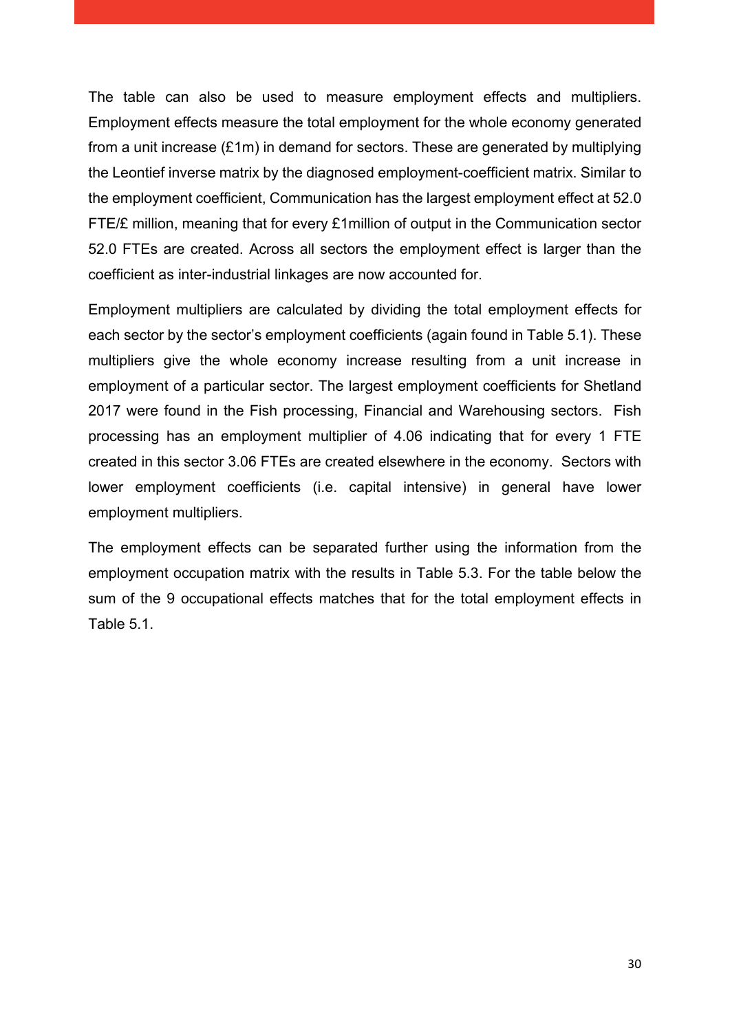The table can also be used to measure employment effects and multipliers. Employment effects measure the total employment for the whole economy generated from a unit increase (£1m) in demand for sectors. These are generated by multiplying the Leontief inverse matrix by the diagnosed employment-coefficient matrix. Similar to the employment coefficient, Communication has the largest employment effect at 52.0 FTE/£ million, meaning that for every £1million of output in the Communication sector 52.0 FTEs are created. Across all sectors the employment effect is larger than the coefficient as inter-industrial linkages are now accounted for.

Employment multipliers are calculated by dividing the total employment effects for each sector by the sector's employment coefficients (again found in Table 5.1). These multipliers give the whole economy increase resulting from a unit increase in employment of a particular sector. The largest employment coefficients for Shetland 2017 were found in the Fish processing, Financial and Warehousing sectors. Fish processing has an employment multiplier of 4.06 indicating that for every 1 FTE created in this sector 3.06 FTEs are created elsewhere in the economy. Sectors with lower employment coefficients (i.e. capital intensive) in general have lower employment multipliers.

The employment effects can be separated further using the information from the employment occupation matrix with the results in Table 5.3. For the table below the sum of the 9 occupational effects matches that for the total employment effects in Table 5.1.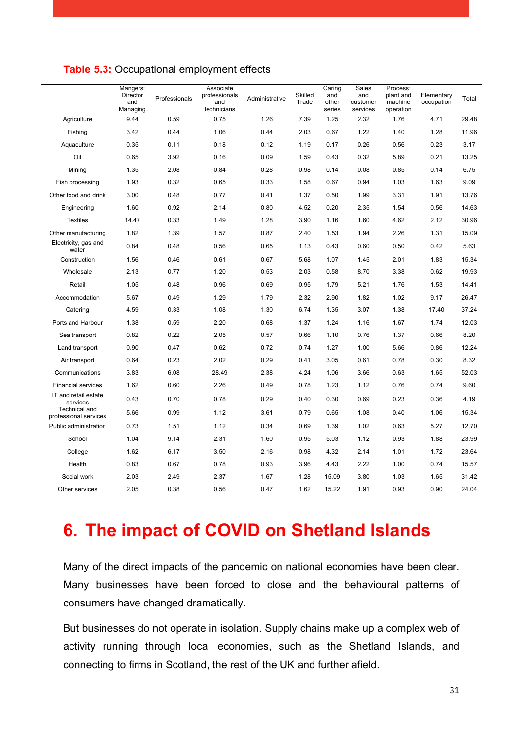**Table 5.3:** Occupational employment effects

| | Mangers; Director and Managing | Professionals | Associate professionals and technicians | Administrative | Skilled Trade | Caring and other series | Sales and customer services | Process; plant and machine operation | Elementary occupation | Total |
|---|---|---|---|---|---|---|---|---|---|---|
| Agriculture | 9.44 | 0.59 | 0.75 | 1.26 | 7.39 | 1.25 | 2.32 | 1.76 | 4.71 | 29.48 |
| Fishing | 3.42 | 0.44 | 1.06 | 0.44 | 2.03 | 0.67 | 1.22 | 1.40 | 1.28 | 11.96 |
| Aquaculture | 0.35 | 0.11 | 0.18 | 0.12 | 1.19 | 0.17 | 0.26 | 0.56 | 0.23 | 3.17 |
| Oil | 0.65 | 3.92 | 0.16 | 0.09 | 1.59 | 0.43 | 0.32 | 5.89 | 0.21 | 13.25 |
| Mining | 1.35 | 2.08 | 0.84 | 0.28 | 0.98 | 0.14 | 0.08 | 0.85 | 0.14 | 6.75 |
| Fish processing | 1.93 | 0.32 | 0.65 | 0.33 | 1.58 | 0.67 | 0.94 | 1.03 | 1.63 | 9.09 |
| Other food and drink | 3.00 | 0.48 | 0.77 | 0.41 | 1.37 | 0.50 | 1.99 | 3.31 | 1.91 | 13.76 |
| Engineering | 1.60 | 0.92 | 2.14 | 0.80 | 4.52 | 0.20 | 2.35 | 1.54 | 0.56 | 14.63 |
| Textiles | 14.47 | 0.33 | 1.49 | 1.28 | 3.90 | 1.16 | 1.60 | 4.62 | 2.12 | 30.96 |
| Other manufacturing | 1.82 | 1.39 | 1.57 | 0.87 | 2.40 | 1.53 | 1.94 | 2.26 | 1.31 | 15.09 |
| Electricity, gas and water | 0.84 | 0.48 | 0.56 | 0.65 | 1.13 | 0.43 | 0.60 | 0.50 | 0.42 | 5.63 |
| Construction | 1.56 | 0.46 | 0.61 | 0.67 | 5.68 | 1.07 | 1.45 | 2.01 | 1.83 | 15.34 |
| Wholesale | 2.13 | 0.77 | 1.20 | 0.53 | 2.03 | 0.58 | 8.70 | 3.38 | 0.62 | 19.93 |
| Retail | 1.05 | 0.48 | 0.96 | 0.69 | 0.95 | 1.79 | 5.21 | 1.76 | 1.53 | 14.41 |
| Accommodation | 5.67 | 0.49 | 1.29 | 1.79 | 2.32 | 2.90 | 1.82 | 1.02 | 9.17 | 26.47 |
| Catering | 4.59 | 0.33 | 1.08 | 1.30 | 6.74 | 1.35 | 3.07 | 1.38 | 17.40 | 37.24 |
| Ports and Harbour | 1.38 | 0.59 | 2.20 | 0.68 | 1.37 | 1.24 | 1.16 | 1.67 | 1.74 | 12.03 |
| Sea transport | 0.82 | 0.22 | 2.05 | 0.57 | 0.66 | 1.10 | 0.76 | 1.37 | 0.66 | 8.20 |
| Land transport | 0.90 | 0.47 | 0.62 | 0.72 | 0.74 | 1.27 | 1.00 | 5.66 | 0.86 | 12.24 |
| Air transport | 0.64 | 0.23 | 2.02 | 0.29 | 0.41 | 3.05 | 0.61 | 0.78 | 0.30 | 8.32 |
| Communications | 3.83 | 6.08 | 28.49 | 2.38 | 4.24 | 1.06 | 3.66 | 0.63 | 1.65 | 52.03 |
| Financial services | 1.62 | 0.60 | 2.26 | 0.49 | 0.78 | 1.23 | 1.12 | 0.76 | 0.74 | 9.60 |
| IT and retail estate services | 0.43 | 0.70 | 0.78 | 0.29 | 0.40 | 0.30 | 0.69 | 0.23 | 0.36 | 4.19 |
| Technical and professional services | 5.66 | 0.99 | 1.12 | 3.61 | 0.79 | 0.65 | 1.08 | 0.40 | 1.06 | 15.34 |
| Public administration | 0.73 | 1.51 | 1.12 | 0.34 | 0.69 | 1.39 | 1.02 | 0.63 | 5.27 | 12.70 |
| School | 1.04 | 9.14 | 2.31 | 1.60 | 0.95 | 5.03 | 1.12 | 0.93 | 1.88 | 23.99 |
| College | 1.62 | 6.17 | 3.50 | 2.16 | 0.98 | 4.32 | 2.14 | 1.01 | 1.72 | 23.64 |
| Health | 0.83 | 0.67 | 0.78 | 0.93 | 3.96 | 4.43 | 2.22 | 1.00 | 0.74 | 15.57 |
| Social work | 2.03 | 2.49 | 2.37 | 1.67 | 1.28 | 15.09 | 3.80 | 1.03 | 1.65 | 31.42 |
| Other services | 2.05 | 0.38 | 0.56 | 0.47 | 1.62 | 15.22 | 1.91 | 0.93 | 0.90 | 24.04 |

# 6. The impact of COVID on Shetland Islands

Many of the direct impacts of the pandemic on national economies have been clear. Many businesses have been forced to close and the behavioural patterns of consumers have changed dramatically.

But businesses do not operate in isolation. Supply chains make up a complex web of activity running through local economies, such as the Shetland Islands, and connecting to firms in Scotland, the rest of the UK and further afield.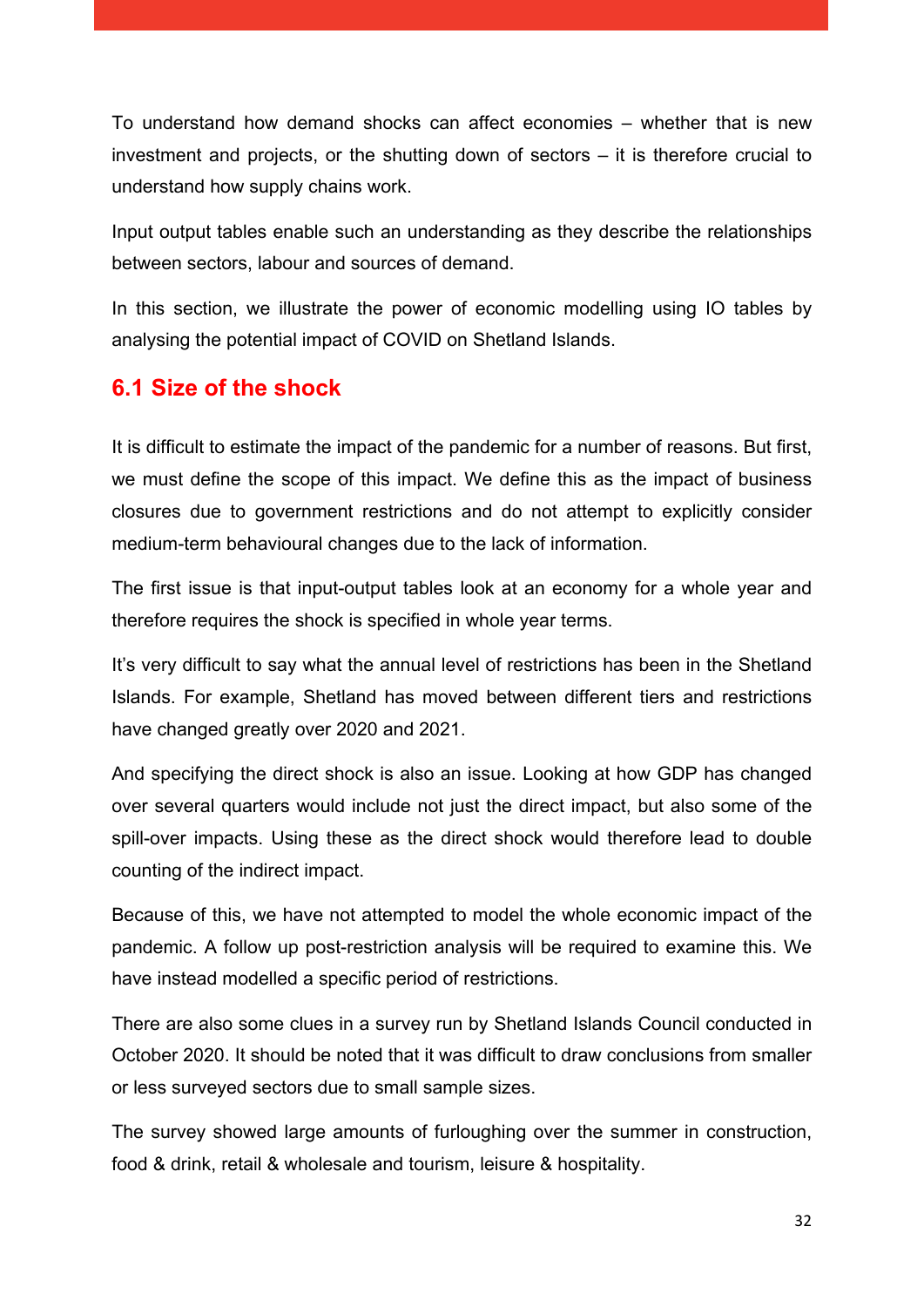To understand how demand shocks can affect economies – whether that is new investment and projects, or the shutting down of sectors – it is therefore crucial to understand how supply chains work.

Input output tables enable such an understanding as they describe the relationships between sectors, labour and sources of demand.

In this section, we illustrate the power of economic modelling using IO tables by analysing the potential impact of COVID on Shetland Islands.

## 6.1 Size of the shock

It is difficult to estimate the impact of the pandemic for a number of reasons. But first, we must define the scope of this impact. We define this as the impact of business closures due to government restrictions and do not attempt to explicitly consider medium-term behavioural changes due to the lack of information.

The first issue is that input-output tables look at an economy for a whole year and therefore requires the shock is specified in whole year terms.

It's very difficult to say what the annual level of restrictions has been in the Shetland Islands. For example, Shetland has moved between different tiers and restrictions have changed greatly over 2020 and 2021.

And specifying the direct shock is also an issue. Looking at how GDP has changed over several quarters would include not just the direct impact, but also some of the spill-over impacts. Using these as the direct shock would therefore lead to double counting of the indirect impact.

Because of this, we have not attempted to model the whole economic impact of the pandemic. A follow up post-restriction analysis will be required to examine this. We have instead modelled a specific period of restrictions.

There are also some clues in a survey run by Shetland Islands Council conducted in October 2020. It should be noted that it was difficult to draw conclusions from smaller or less surveyed sectors due to small sample sizes.

The survey showed large amounts of furloughing over the summer in construction, food & drink, retail & wholesale and tourism, leisure & hospitality.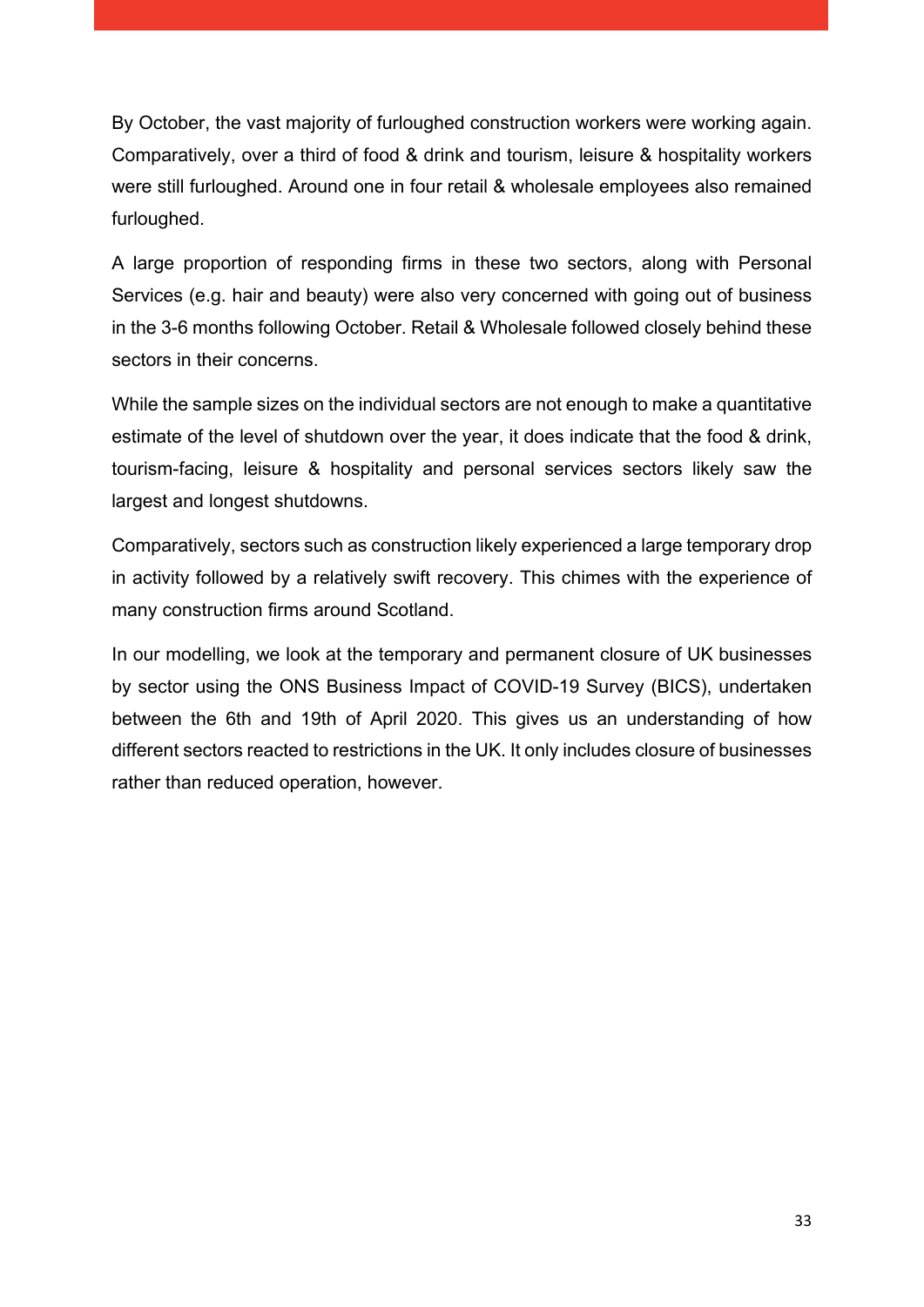By October, the vast majority of furloughed construction workers were working again. Comparatively, over a third of food & drink and tourism, leisure & hospitality workers were still furloughed. Around one in four retail & wholesale employees also remained furloughed.

A large proportion of responding firms in these two sectors, along with Personal Services (e.g. hair and beauty) were also very concerned with going out of business in the 3-6 months following October. Retail & Wholesale followed closely behind these sectors in their concerns.

While the sample sizes on the individual sectors are not enough to make a quantitative estimate of the level of shutdown over the year, it does indicate that the food & drink, tourism-facing, leisure & hospitality and personal services sectors likely saw the largest and longest shutdowns.

Comparatively, sectors such as construction likely experienced a large temporary drop in activity followed by a relatively swift recovery. This chimes with the experience of many construction firms around Scotland.

In our modelling, we look at the temporary and permanent closure of UK businesses by sector using the ONS Business Impact of COVID-19 Survey (BICS), undertaken between the 6th and 19th of April 2020. This gives us an understanding of how different sectors reacted to restrictions in the UK. It only includes closure of businesses rather than reduced operation, however.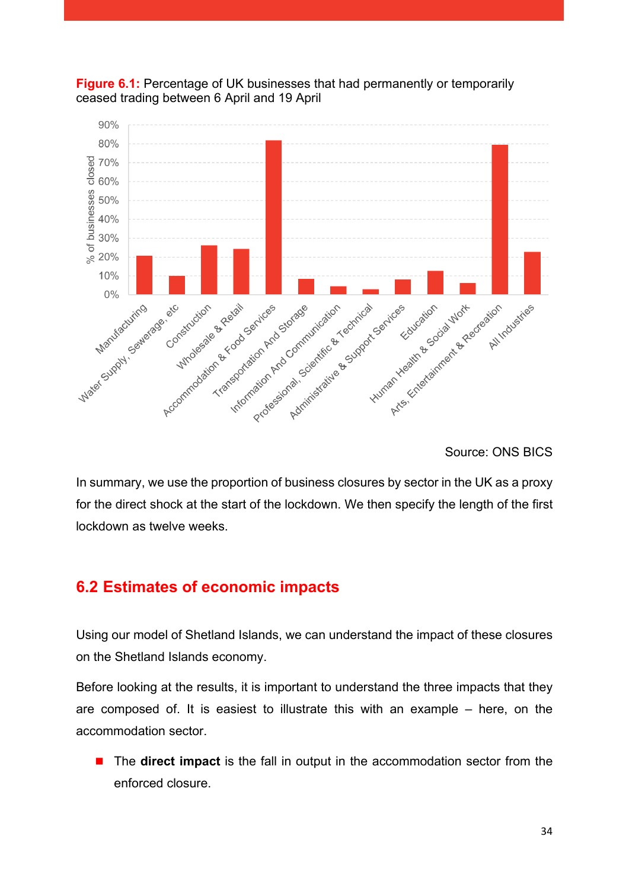**Figure 6.1:** Percentage of UK businesses that had permanently or temporarily ceased trading between 6 April and 19 April

Source: ONS BICS

In summary, we use the proportion of business closures by sector in the UK as a proxy for the direct shock at the start of the lockdown. We then specify the length of the first lockdown as twelve weeks.

## 6.2 Estimates of economic impacts

Using our model of Shetland Islands, we can understand the impact of these closures on the Shetland Islands economy.

Before looking at the results, it is important to understand the three impacts that they are composed of. It is easiest to illustrate this with an example – here, on the accommodation sector.

- The **direct impact** is the fall in output in the accommodation sector from the enforced closure.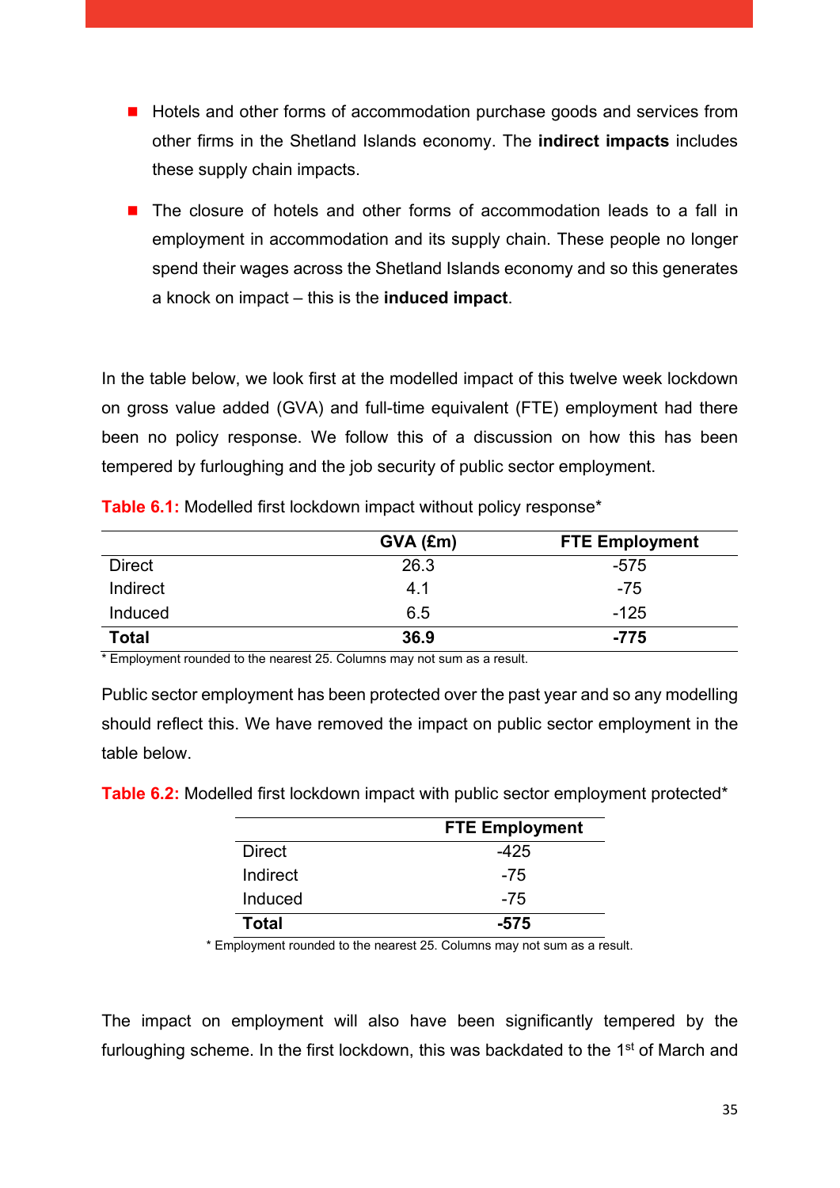- Hotels and other forms of accommodation purchase goods and services from other firms in the Shetland Islands economy. The **indirect impacts** includes these supply chain impacts.
- The closure of hotels and other forms of accommodation leads to a fall in employment in accommodation and its supply chain. These people no longer spend their wages across the Shetland Islands economy and so this generates a knock on impact – this is the **induced impact**.

In the table below, we look first at the modelled impact of this twelve week lockdown on gross value added (GVA) and full-time equivalent (FTE) employment had there been no policy response. We follow this of a discussion on how this has been tempered by furloughing and the job security of public sector employment.

**Table 6.1:** Modelled first lockdown impact without policy response*

| | GVA (£m) | FTE Employment |
|---|---|---|
| Direct | 26.3 | -575 |
| Indirect | 4.1 | -75 |
| Induced | 6.5 | -125 |
| **Total** | **36.9** | **-775** |

* Employment rounded to the nearest 25. Columns may not sum as a result.

Public sector employment has been protected over the past year and so any modelling should reflect this. We have removed the impact on public sector employment in the table below.

**Table 6.2:** Modelled first lockdown impact with public sector employment protected*

| | FTE Employment |
|---|---|
| Direct | -425 |
| Indirect | -75 |
| Induced | -75 |
| **Total** | **-575** |

* Employment rounded to the nearest 25. Columns may not sum as a result.

The impact on employment will also have been significantly tempered by the furloughing scheme. In the first lockdown, this was backdated to the 1st of March and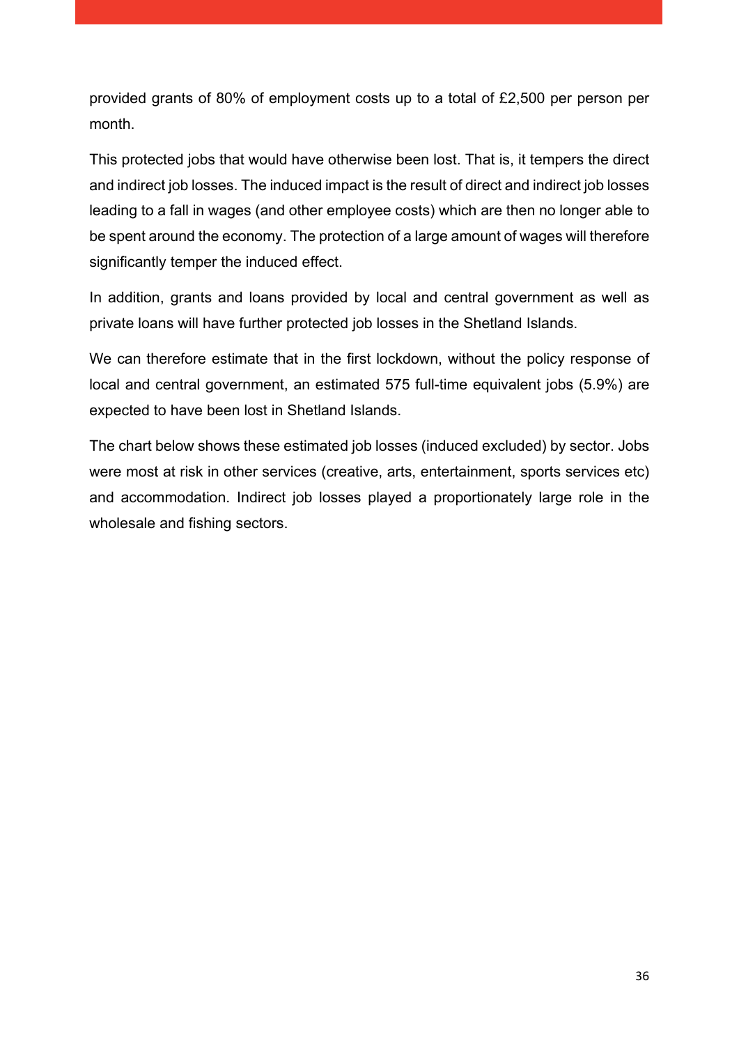provided grants of 80% of employment costs up to a total of £2,500 per person per month.

This protected jobs that would have otherwise been lost. That is, it tempers the direct and indirect job losses. The induced impact is the result of direct and indirect job losses leading to a fall in wages (and other employee costs) which are then no longer able to be spent around the economy. The protection of a large amount of wages will therefore significantly temper the induced effect.

In addition, grants and loans provided by local and central government as well as private loans will have further protected job losses in the Shetland Islands.

We can therefore estimate that in the first lockdown, without the policy response of local and central government, an estimated 575 full-time equivalent jobs (5.9%) are expected to have been lost in Shetland Islands.

The chart below shows these estimated job losses (induced excluded) by sector. Jobs were most at risk in other services (creative, arts, entertainment, sports services etc) and accommodation. Indirect job losses played a proportionately large role in the wholesale and fishing sectors.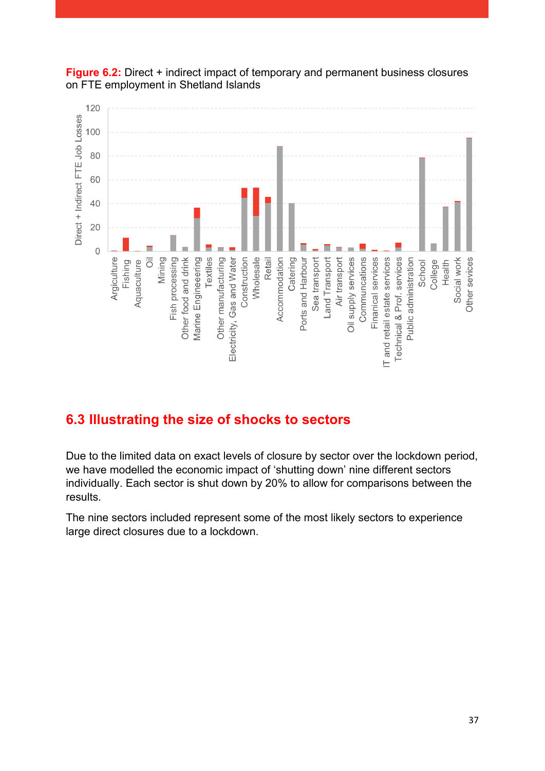**Figure 6.2:** Direct + indirect impact of temporary and permanent business closures on FTE employment in Shetland Islands

## 6.3 Illustrating the size of shocks to sectors

Due to the limited data on exact levels of closure by sector over the lockdown period, we have modelled the economic impact of 'shutting down' nine different sectors individually. Each sector is shut down by 20% to allow for comparisons between the results.

The nine sectors included represent some of the most likely sectors to experience large direct closures due to a lockdown.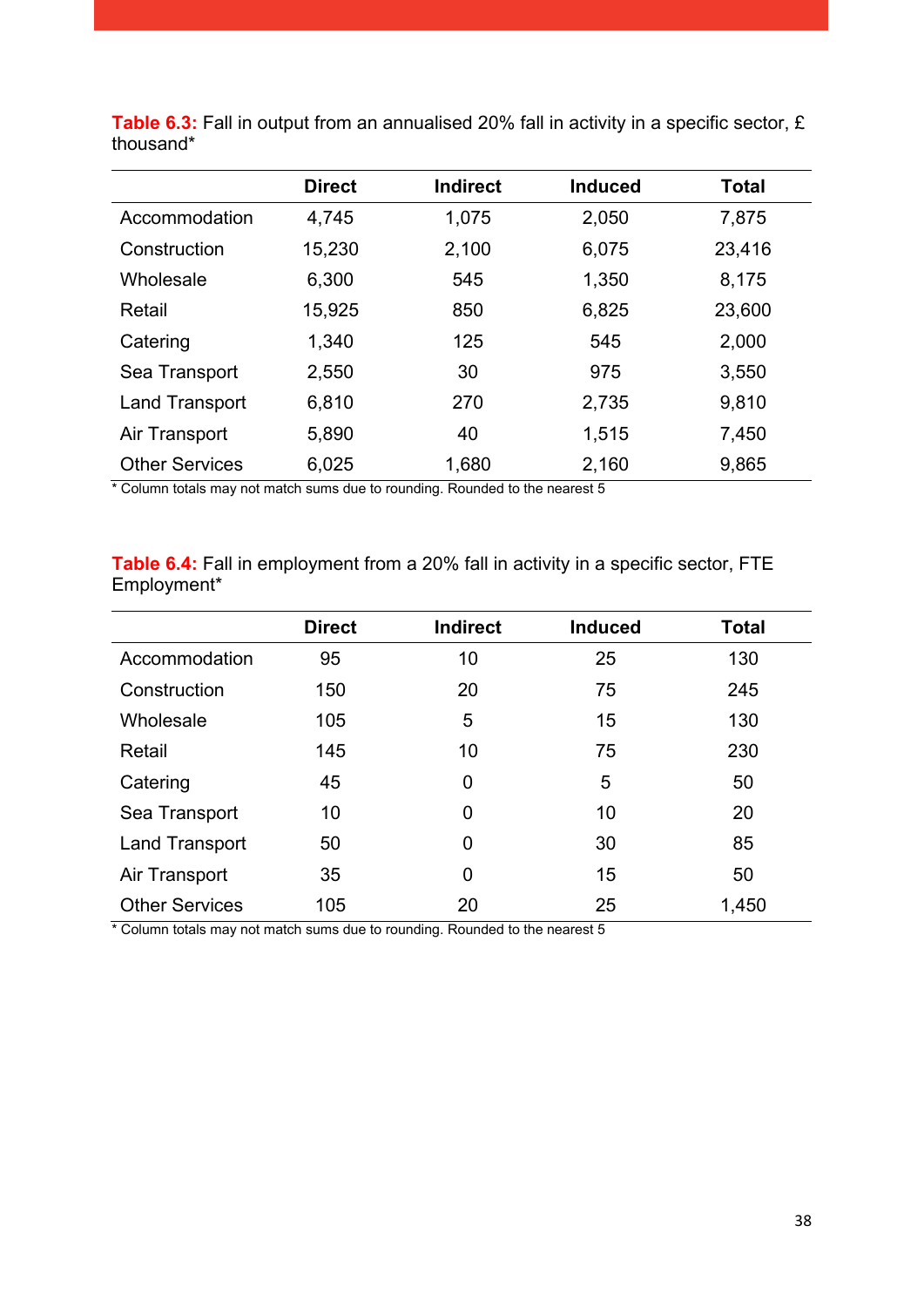**Table 6.3:** Fall in output from an annualised 20% fall in activity in a specific sector, £ thousand*

| | Direct | Indirect | Induced | Total |
|---|---|---|---|---|
| Accommodation | 4,745 | 1,075 | 2,050 | 7,875 |
| Construction | 15,230 | 2,100 | 6,075 | 23,416 |
| Wholesale | 6,300 | 545 | 1,350 | 8,175 |
| Retail | 15,925 | 850 | 6,825 | 23,600 |
| Catering | 1,340 | 125 | 545 | 2,000 |
| Sea Transport | 2,550 | 30 | 975 | 3,550 |
| Land Transport | 6,810 | 270 | 2,735 | 9,810 |
| Air Transport | 5,890 | 40 | 1,515 | 7,450 |
| Other Services | 6,025 | 1,680 | 2,160 | 9,865 |

* Column totals may not match sums due to rounding. Rounded to the nearest 5

**Table 6.4:** Fall in employment from a 20% fall in activity in a specific sector, FTE Employment*

| | Direct | Indirect | Induced | Total |
|---|---|---|---|---|
| Accommodation | 95 | 10 | 25 | 130 |
| Construction | 150 | 20 | 75 | 245 |
| Wholesale | 105 | 5 | 15 | 130 |
| Retail | 145 | 10 | 75 | 230 |
| Catering | 45 | 0 | 5 | 50 |
| Sea Transport | 10 | 0 | 10 | 20 |
| Land Transport | 50 | 0 | 30 | 85 |
| Air Transport | 35 | 0 | 15 | 50 |
| Other Services | 105 | 20 | 25 | 1,450 |

* Column totals may not match sums due to rounding. Rounded to the nearest 5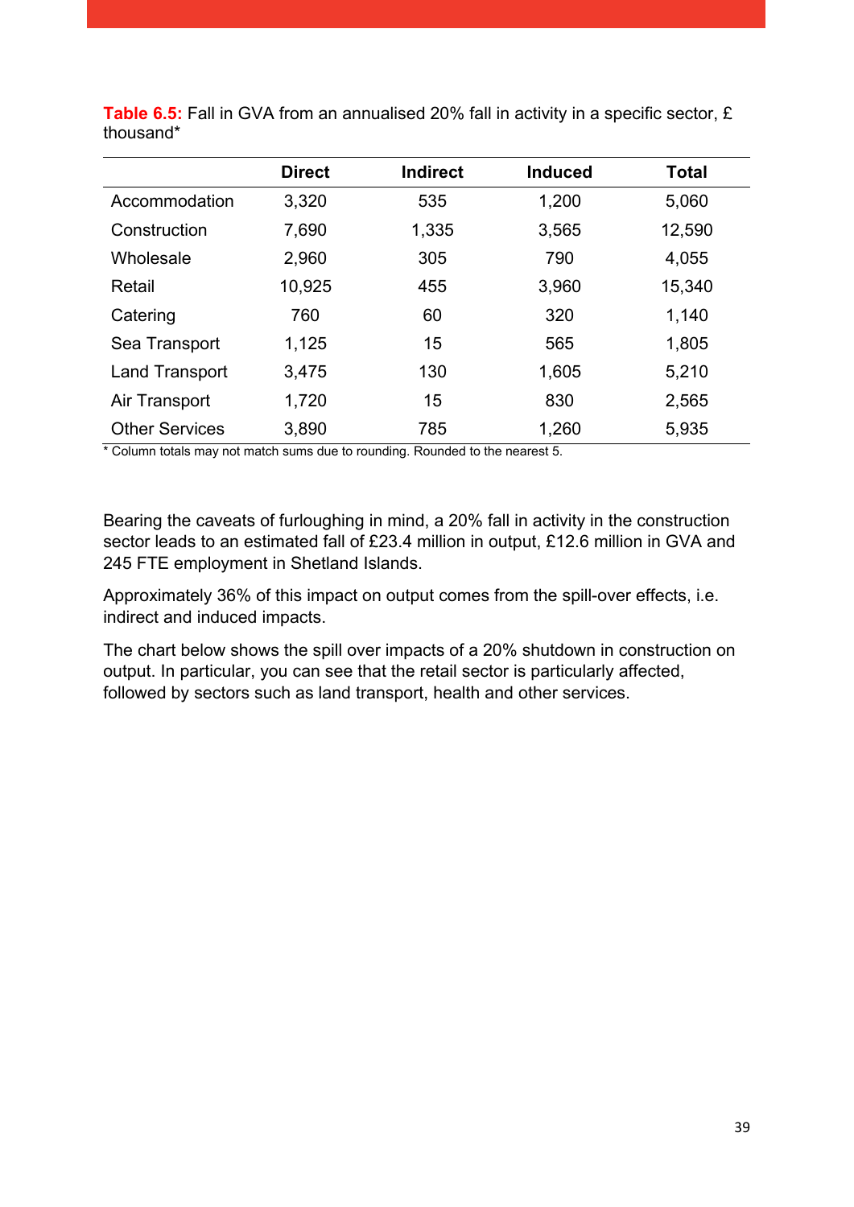**Table 6.5:** Fall in GVA from an annualised 20% fall in activity in a specific sector, £ thousand*

| | Direct | Indirect | Induced | Total |
|---|---|---|---|---|
| Accommodation | 3,320 | 535 | 1,200 | 5,060 |
| Construction | 7,690 | 1,335 | 3,565 | 12,590 |
| Wholesale | 2,960 | 305 | 790 | 4,055 |
| Retail | 10,925 | 455 | 3,960 | 15,340 |
| Catering | 760 | 60 | 320 | 1,140 |
| Sea Transport | 1,125 | 15 | 565 | 1,805 |
| Land Transport | 3,475 | 130 | 1,605 | 5,210 |
| Air Transport | 1,720 | 15 | 830 | 2,565 |
| Other Services | 3,890 | 785 | 1,260 | 5,935 |

* Column totals may not match sums due to rounding. Rounded to the nearest 5.

Bearing the caveats of furloughing in mind, a 20% fall in activity in the construction sector leads to an estimated fall of £23.4 million in output, £12.6 million in GVA and 245 FTE employment in Shetland Islands.

Approximately 36% of this impact on output comes from the spill-over effects, i.e. indirect and induced impacts.

The chart below shows the spill over impacts of a 20% shutdown in construction on output. In particular, you can see that the retail sector is particularly affected, followed by sectors such as land transport, health and other services.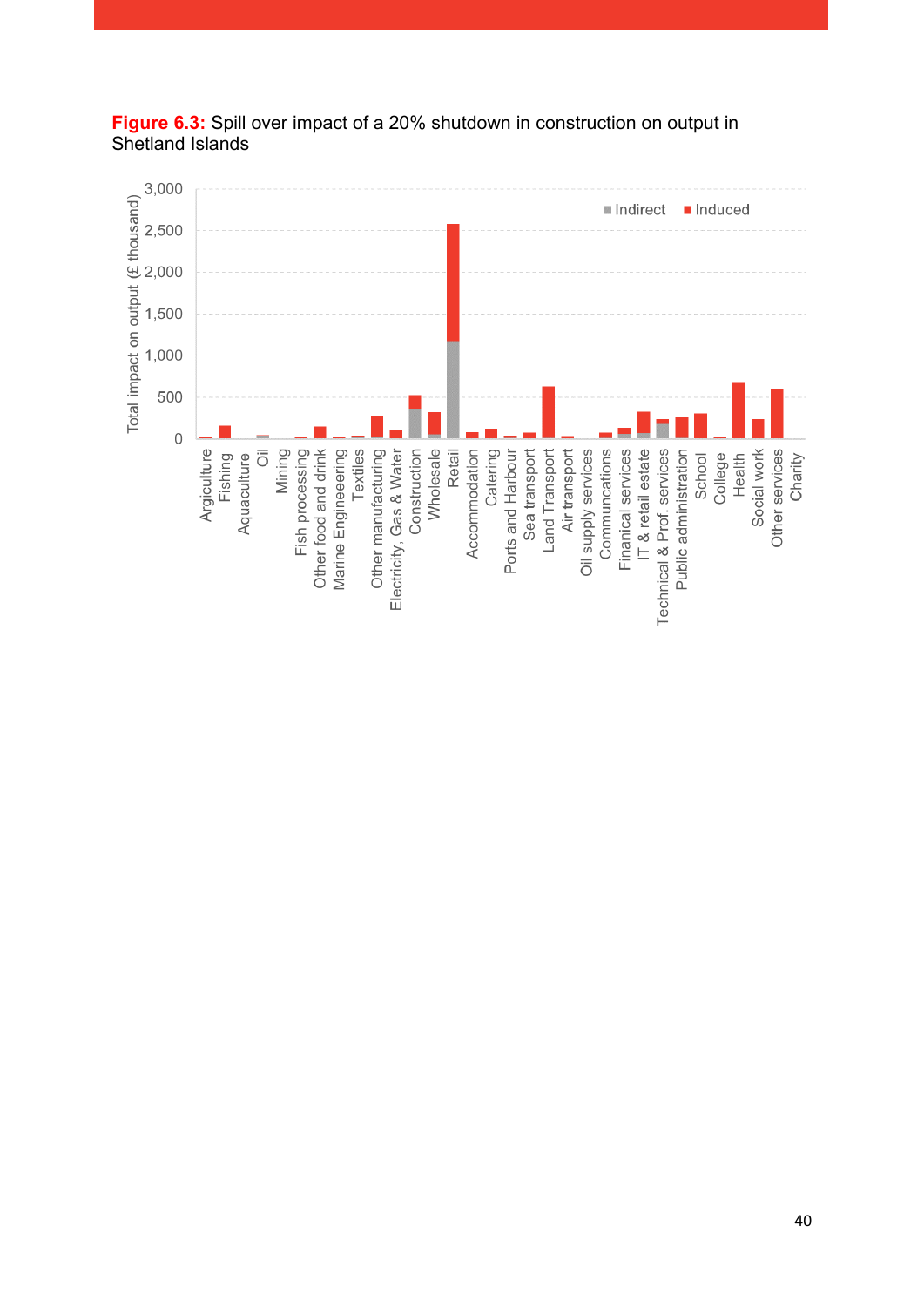**Figure 6.3:** Spill over impact of a 20% shutdown in construction on output in Shetland Islands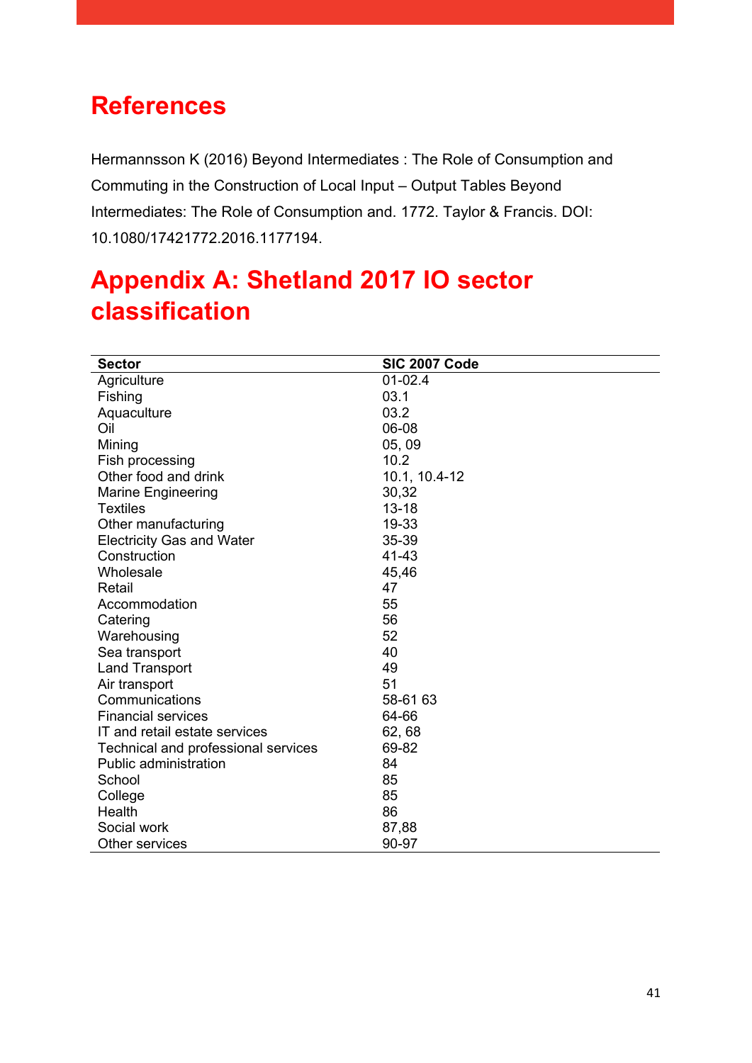# References

Hermannsson K (2016) Beyond Intermediates : The Role of Consumption and Commuting in the Construction of Local Input – Output Tables Beyond Intermediates: The Role of Consumption and. 1772. Taylor & Francis. DOI: 10.1080/17421772.2016.1177194.

# Appendix A: Shetland 2017 IO sector classification

| Sector | SIC 2007 Code |
|---|---|
| Agriculture | 01-02.4 |
| Fishing | 03.1 |
| Aquaculture | 03.2 |
| Oil | 06-08 |
| Mining | 05, 09 |
| Fish processing | 10.2 |
| Other food and drink | 10.1, 10.4-12 |
| Marine Engineering | 30,32 |
| Textiles | 13-18 |
| Other manufacturing | 19-33 |
| Electricity Gas and Water | 35-39 |
| Construction | 41-43 |
| Wholesale | 45,46 |
| Retail | 47 |
| Accommodation | 55 |
| Catering | 56 |
| Warehousing | 52 |
| Sea transport | 40 |
| Land Transport | 49 |
| Air transport | 51 |
| Communications | 58-61 63 |
| Financial services | 64-66 |
| IT and retail estate services | 62, 68 |
| Technical and professional services | 69-82 |
| Public administration | 84 |
| School | 85 |
| College | 85 |
| Health | 86 |
| Social work | 87,88 |
| Other services | 90-97 |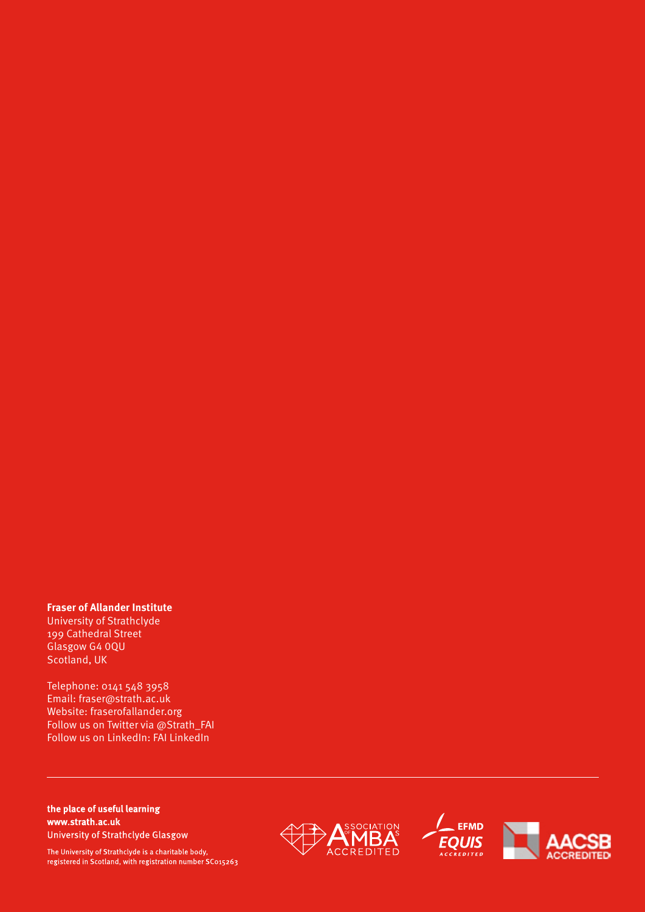**Fraser of Allander Institute**
University of Strathclyde
199 Cathedral Street
Glasgow G4 0QU
Scotland, UK

Telephone: 0141 548 3958
Email: fraser@strath.ac.uk
Website: fraserofallander.org
Follow us on Twitter via @Strath_FAI
Follow us on LinkedIn: FAI LinkedIn

---

**the place of useful learning**
**www.strath.ac.uk**
University of Strathclyde Glasgow

The University of Strathclyde is a charitable body, registered in Scotland, with registration number SC015263

ASSOCIATION OF MBAS ACCREDITED

EFMD EQUIS ACCREDITED

AACSB ACCREDITED